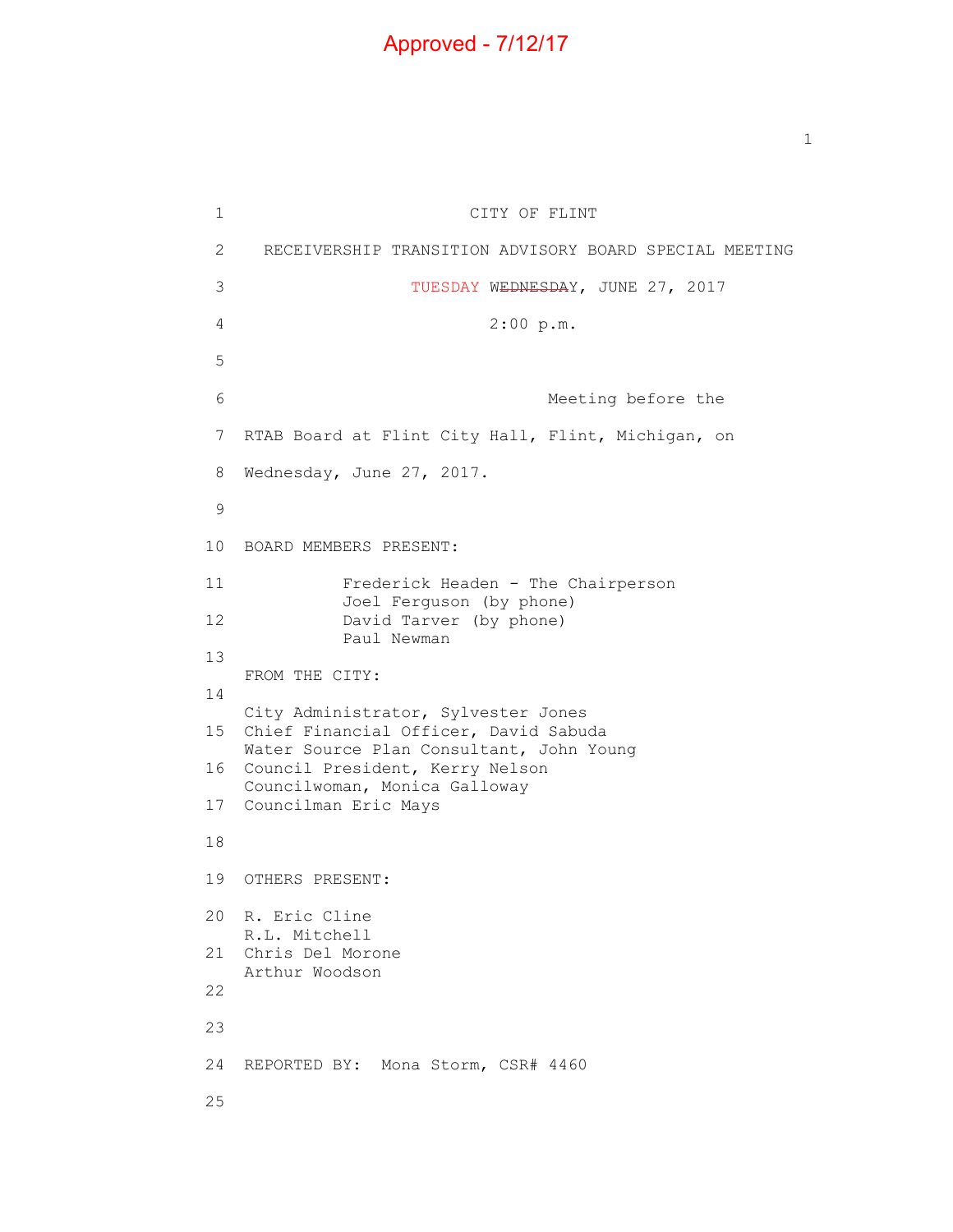Approved - 7/12/17

1 CITY OF FLINT

2 RECEIVERSHIP TRANSITION ADVISORY BOARD SPECIAL MEETING

3 TUESDAY ~~WEDNESDAY~~, JUNE 27, 2017

4 2:00 p.m.

5

6 Meeting before the

7 RTAB Board at Flint City Hall, Flint, Michigan, on

8 Wednesday, June 27, 2017.

9

10 BOARD MEMBERS PRESENT:

11 Frederick Headen - The Chairperson
Joel Ferguson (by phone)

12 David Tarver (by phone)
Paul Newman

13

FROM THE CITY:

14

City Administrator, Sylvester Jones

15 Chief Financial Officer, David Sabuda
Water Source Plan Consultant, John Young

16 Council President, Kerry Nelson
Councilwoman, Monica Galloway

17 Councilman Eric Mays

18

19 OTHERS PRESENT:

20 R. Eric Cline
R.L. Mitchell

21 Chris Del Morone
Arthur Woodson

22

23

24 REPORTED BY: Mona Storm, CSR# 4460

25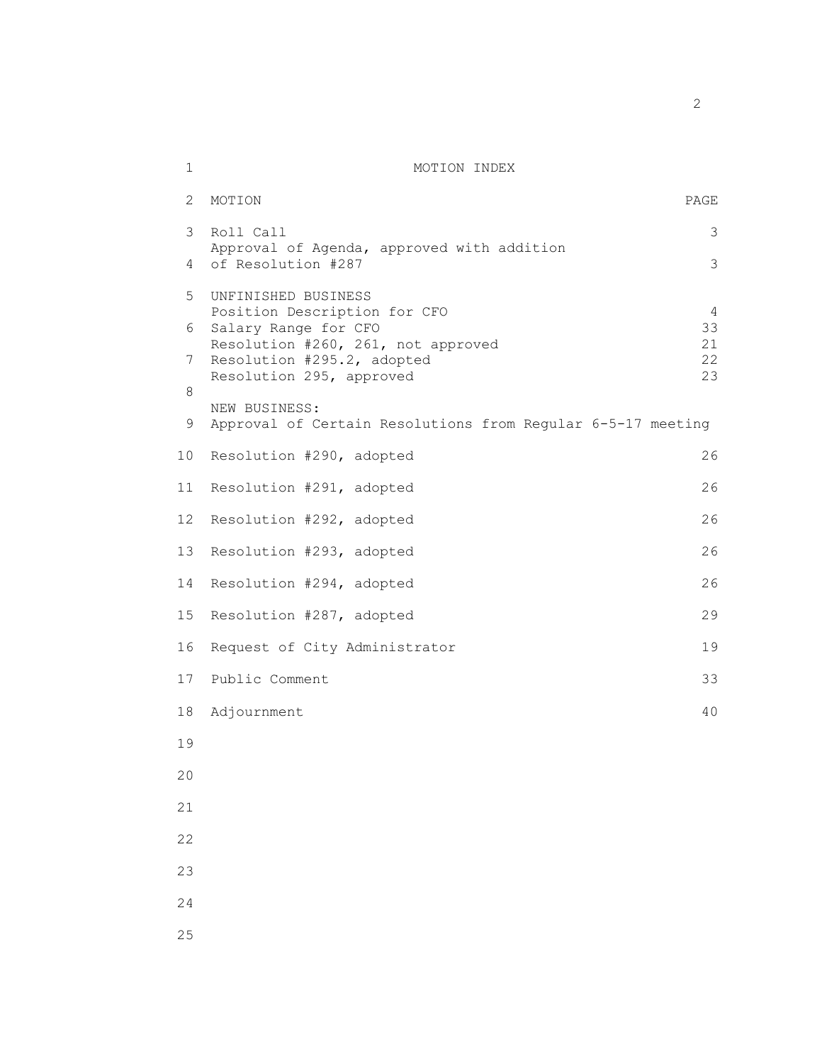# MOTION INDEX

| MOTION | PAGE |
|---|---|
| Roll Call | 3 |
| Approval of Agenda, approved with addition of Resolution #287 | 3 |
| UNFINISHED BUSINESS | |
| Position Description for CFO | 4 |
| Salary Range for CFO | 33 |
| Resolution #260, 261, not approved | 21 |
| Resolution #295.2, adopted | 22 |
| Resolution 295, approved | 23 |
| NEW BUSINESS: | |
| Approval of Certain Resolutions from Regular 6-5-17 meeting | |
| Resolution #290, adopted | 26 |
| Resolution #291, adopted | 26 |
| Resolution #292, adopted | 26 |
| Resolution #293, adopted | 26 |
| Resolution #294, adopted | 26 |
| Resolution #287, adopted | 29 |
| Request of City Administrator | 19 |
| Public Comment | 33 |
| Adjournment | 40 |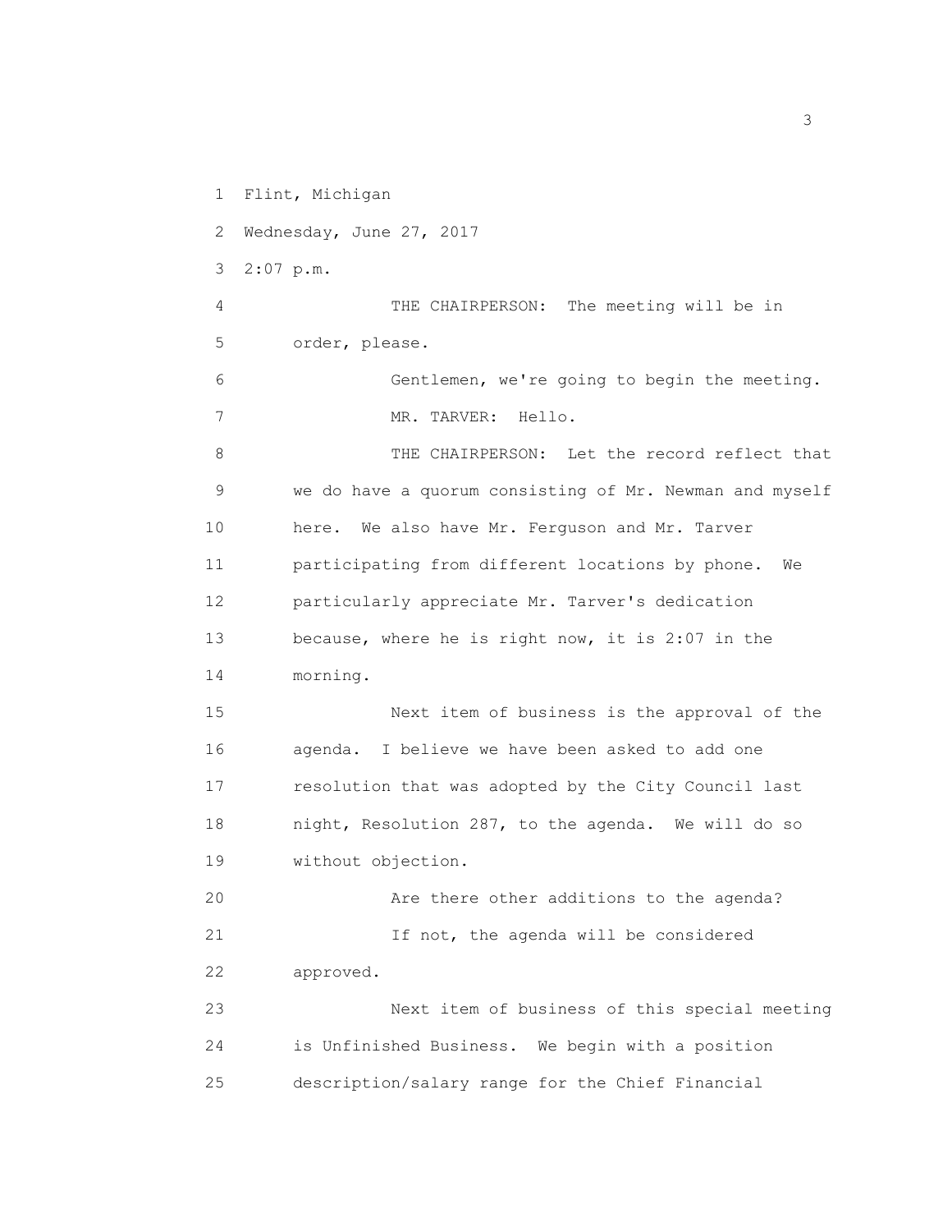Flint, Michigan

Wednesday, June 27, 2017

2:07 p.m.

THE CHAIRPERSON: The meeting will be in order, please.

Gentlemen, we're going to begin the meeting.

MR. TARVER: Hello.

THE CHAIRPERSON: Let the record reflect that we do have a quorum consisting of Mr. Newman and myself here. We also have Mr. Ferguson and Mr. Tarver participating from different locations by phone. We particularly appreciate Mr. Tarver's dedication because, where he is right now, it is 2:07 in the morning.

Next item of business is the approval of the agenda. I believe we have been asked to add one resolution that was adopted by the City Council last night, Resolution 287, to the agenda. We will do so without objection.

Are there other additions to the agenda?

If not, the agenda will be considered approved.

Next item of business of this special meeting is Unfinished Business. We begin with a position description/salary range for the Chief Financial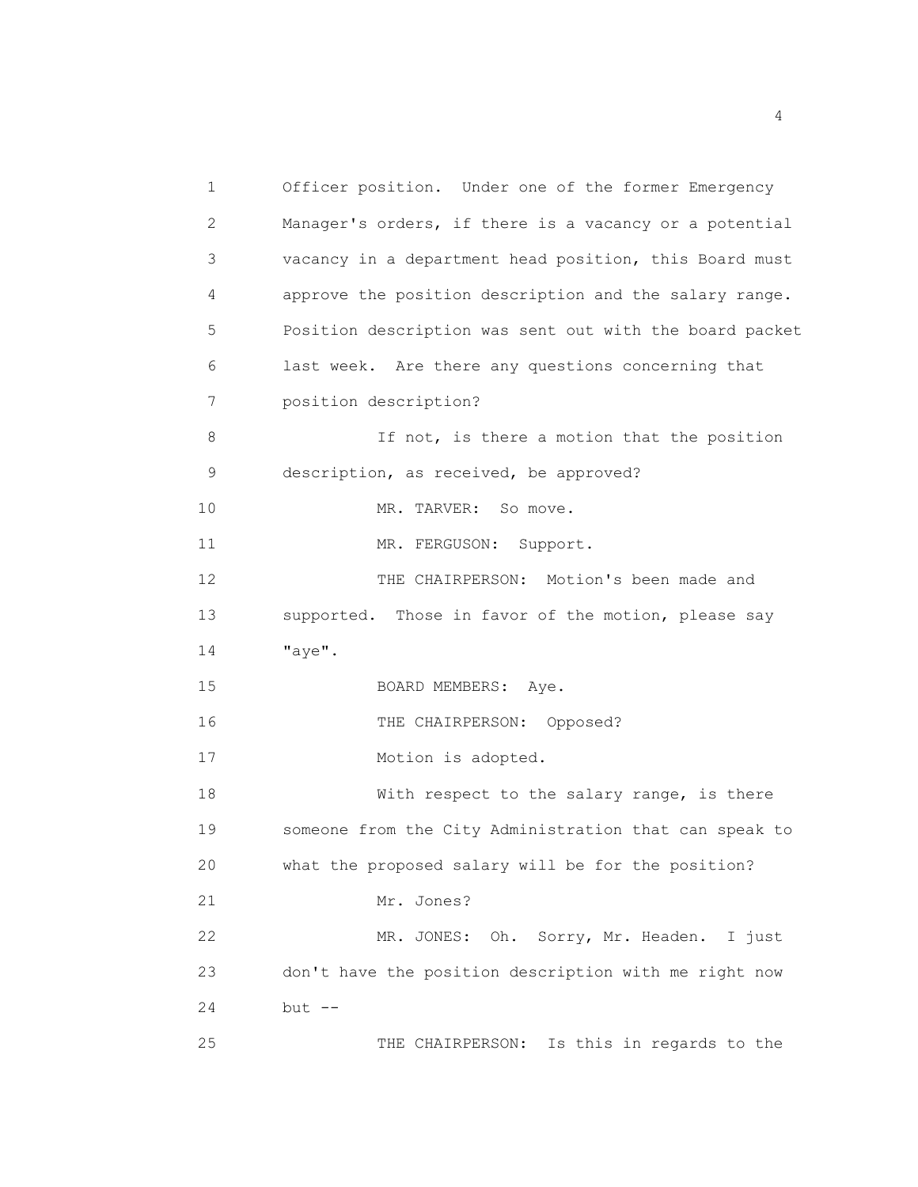Officer position. Under one of the former Emergency Manager's orders, if there is a vacancy or a potential vacancy in a department head position, this Board must approve the position description and the salary range. Position description was sent out with the board packet last week. Are there any questions concerning that position description?

If not, is there a motion that the position description, as received, be approved?

MR. TARVER: So move.

MR. FERGUSON: Support.

THE CHAIRPERSON: Motion's been made and supported. Those in favor of the motion, please say "aye".

BOARD MEMBERS: Aye.

THE CHAIRPERSON: Opposed?

Motion is adopted.

With respect to the salary range, is there someone from the City Administration that can speak to what the proposed salary will be for the position?

Mr. Jones?

MR. JONES: Oh. Sorry, Mr. Headen. I just don't have the position description with me right now but --

THE CHAIRPERSON: Is this in regards to the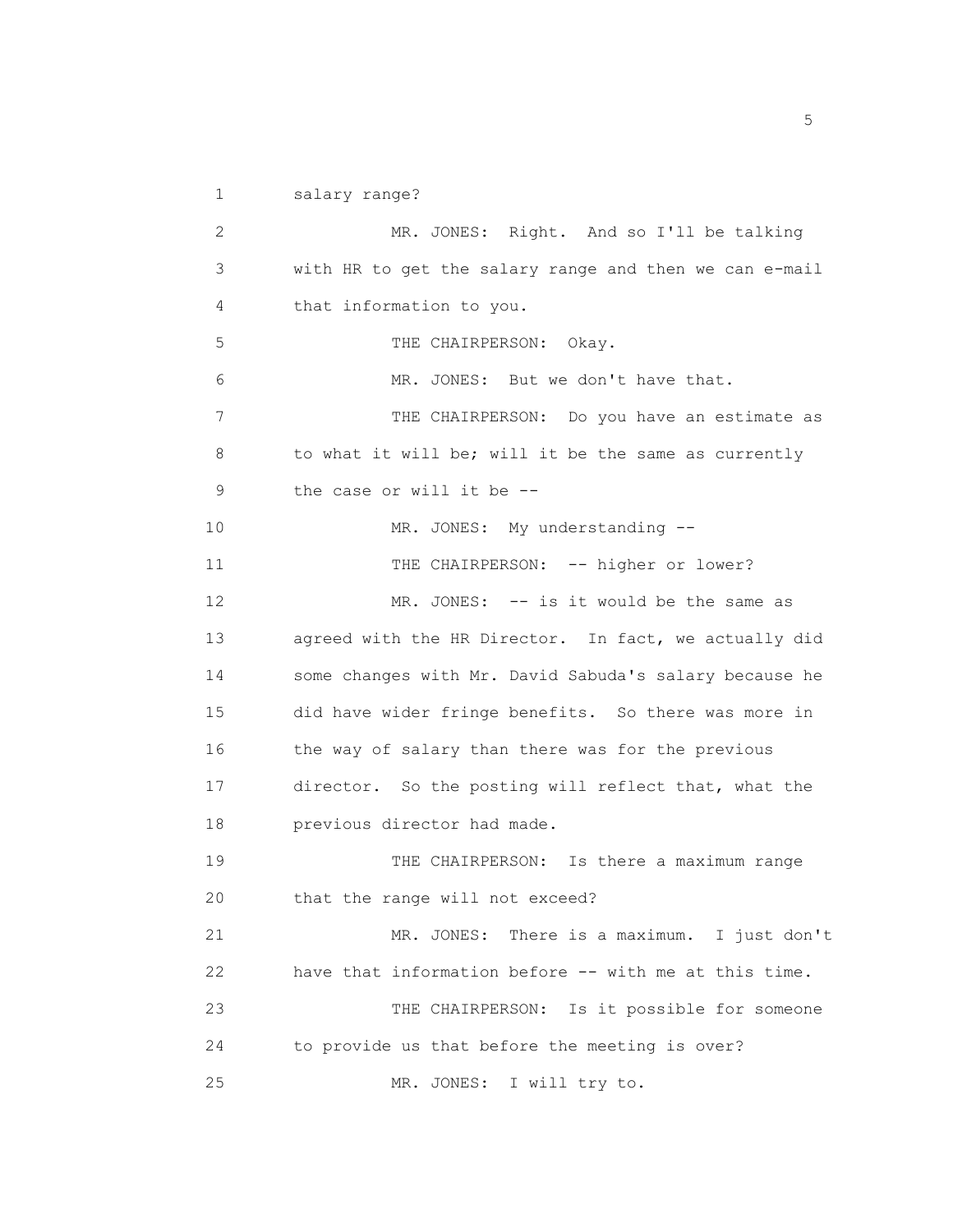salary range?

MR. JONES: Right. And so I'll be talking with HR to get the salary range and then we can e-mail that information to you.

THE CHAIRPERSON: Okay.

MR. JONES: But we don't have that.

THE CHAIRPERSON: Do you have an estimate as to what it will be; will it be the same as currently the case or will it be --

MR. JONES: My understanding --

THE CHAIRPERSON: -- higher or lower?

MR. JONES: -- is it would be the same as agreed with the HR Director. In fact, we actually did some changes with Mr. David Sabuda's salary because he did have wider fringe benefits. So there was more in the way of salary than there was for the previous director. So the posting will reflect that, what the previous director had made.

THE CHAIRPERSON: Is there a maximum range that the range will not exceed?

MR. JONES: There is a maximum. I just don't have that information before -- with me at this time.

THE CHAIRPERSON: Is it possible for someone to provide us that before the meeting is over?

MR. JONES: I will try to.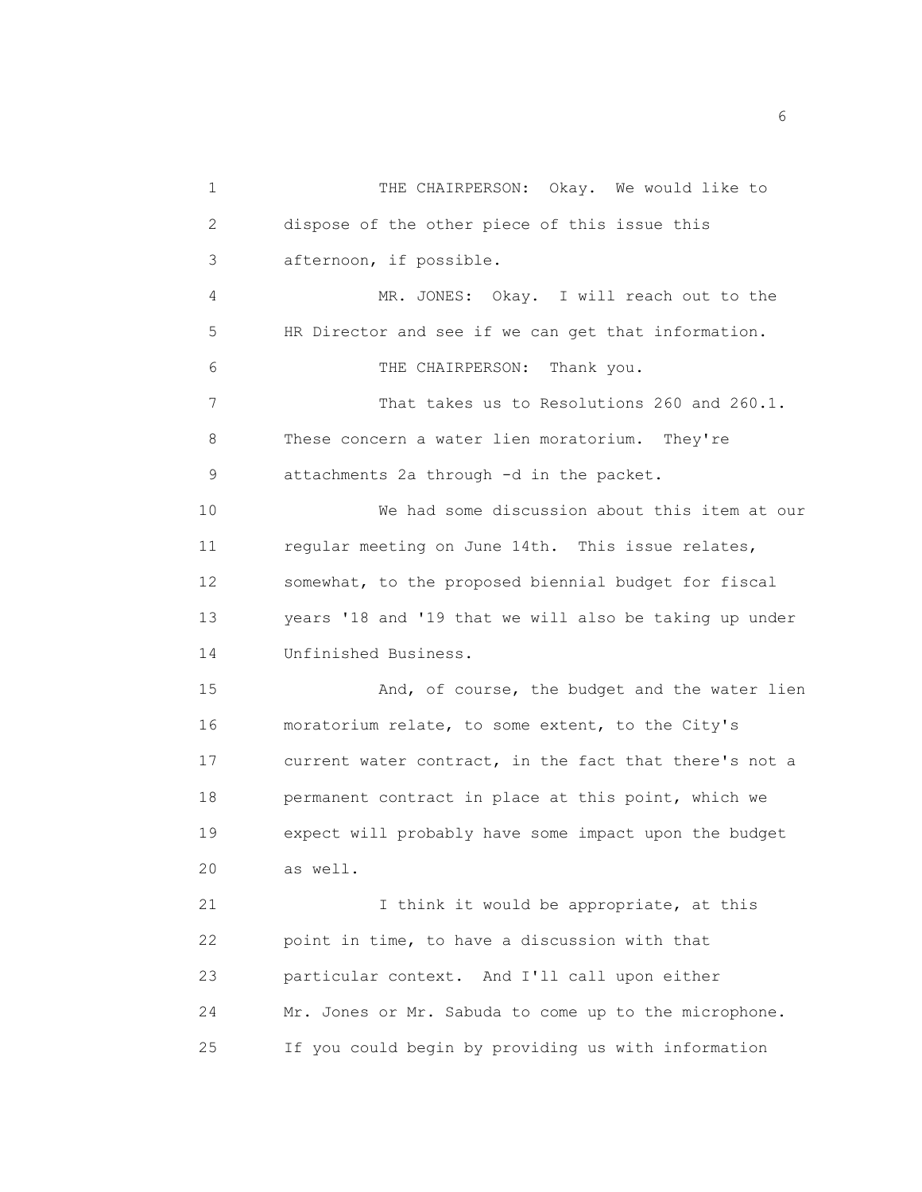THE CHAIRPERSON: Okay. We would like to dispose of the other piece of this issue this afternoon, if possible.

MR. JONES: Okay. I will reach out to the HR Director and see if we can get that information.

THE CHAIRPERSON: Thank you.

That takes us to Resolutions 260 and 260.1. These concern a water lien moratorium. They're attachments 2a through -d in the packet.

We had some discussion about this item at our regular meeting on June 14th. This issue relates, somewhat, to the proposed biennial budget for fiscal years '18 and '19 that we will also be taking up under Unfinished Business.

And, of course, the budget and the water lien moratorium relate, to some extent, to the City's current water contract, in the fact that there's not a permanent contract in place at this point, which we expect will probably have some impact upon the budget as well.

I think it would be appropriate, at this point in time, to have a discussion with that particular context. And I'll call upon either Mr. Jones or Mr. Sabuda to come up to the microphone. If you could begin by providing us with information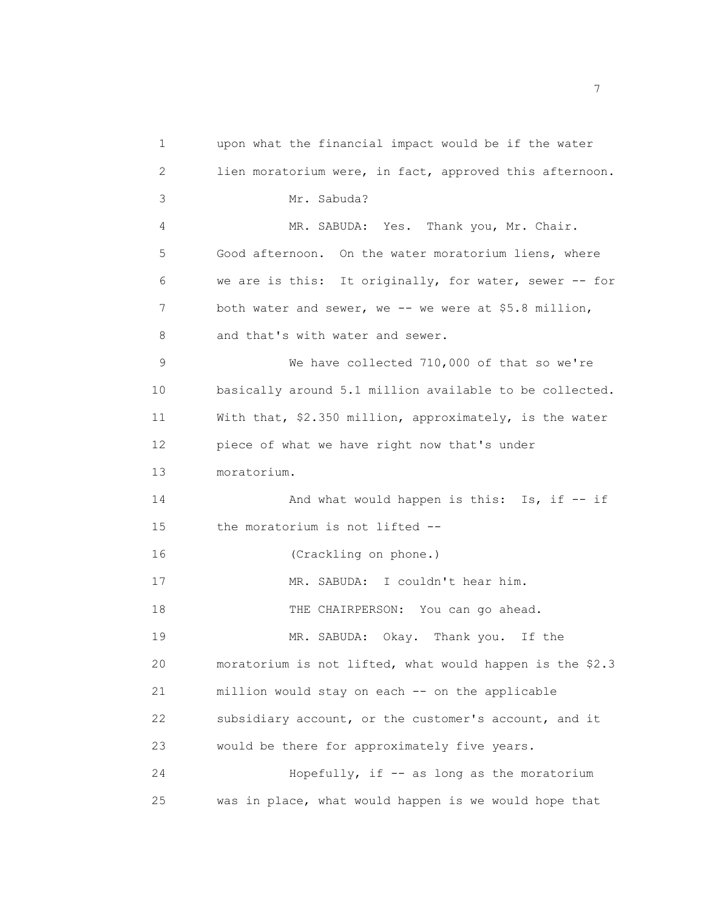upon what the financial impact would be if the water lien moratorium were, in fact, approved this afternoon.

Mr. Sabuda?

MR. SABUDA: Yes. Thank you, Mr. Chair. Good afternoon. On the water moratorium liens, where we are is this: It originally, for water, sewer -- for both water and sewer, we -- we were at $5.8 million, and that's with water and sewer.

We have collected 710,000 of that so we're basically around 5.1 million available to be collected. With that, $2.350 million, approximately, is the water piece of what we have right now that's under moratorium.

And what would happen is this: Is, if -- if the moratorium is not lifted --

(Crackling on phone.)

MR. SABUDA: I couldn't hear him.

THE CHAIRPERSON: You can go ahead.

MR. SABUDA: Okay. Thank you. If the moratorium is not lifted, what would happen is the $2.3 million would stay on each -- on the applicable subsidiary account, or the customer's account, and it would be there for approximately five years.

Hopefully, if -- as long as the moratorium was in place, what would happen is we would hope that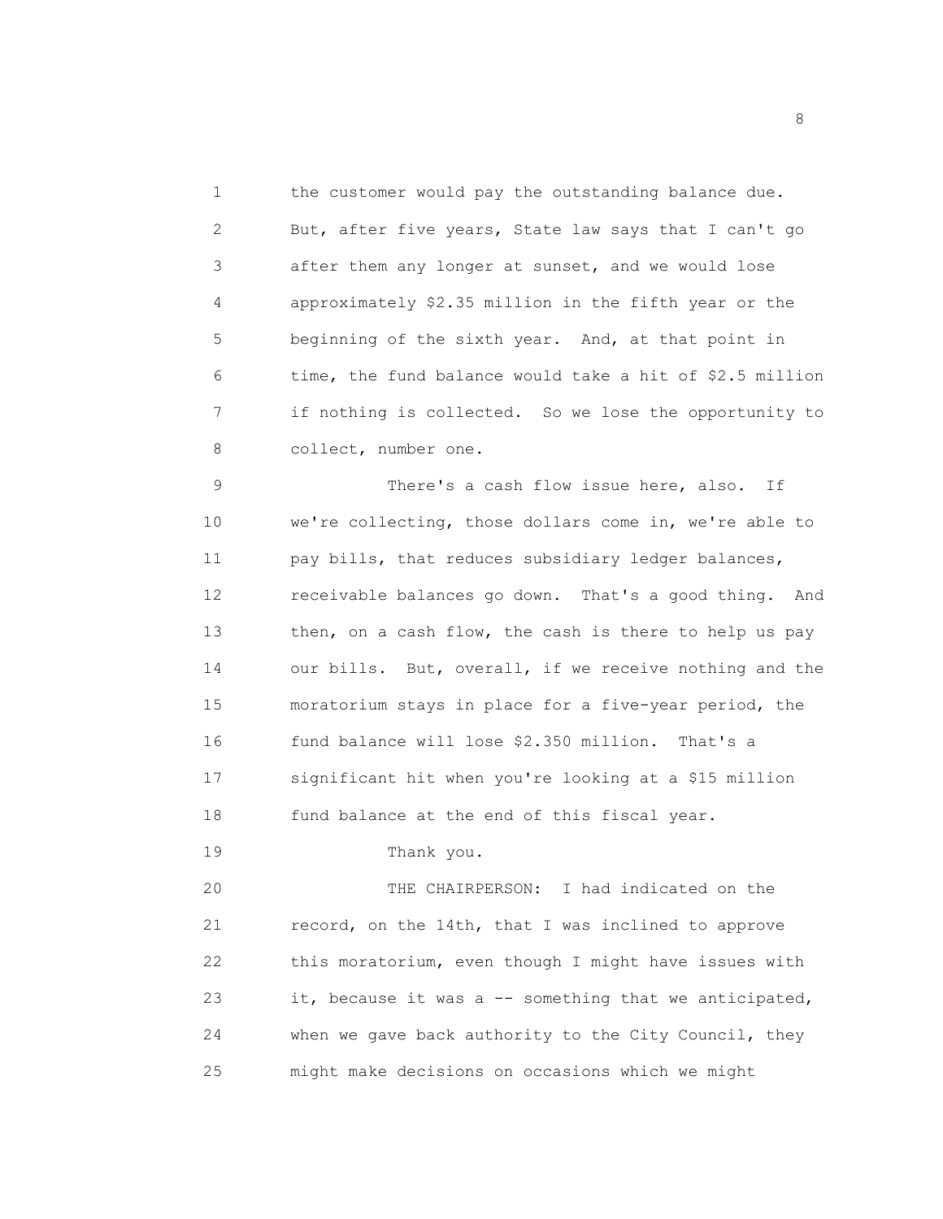the customer would pay the outstanding balance due. But, after five years, State law says that I can't go after them any longer at sunset, and we would lose approximately $2.35 million in the fifth year or the beginning of the sixth year. And, at that point in time, the fund balance would take a hit of $2.5 million if nothing is collected. So we lose the opportunity to collect, number one.

There's a cash flow issue here, also. If we're collecting, those dollars come in, we're able to pay bills, that reduces subsidiary ledger balances, receivable balances go down. That's a good thing. And then, on a cash flow, the cash is there to help us pay our bills. But, overall, if we receive nothing and the moratorium stays in place for a five-year period, the fund balance will lose $2.350 million. That's a significant hit when you're looking at a $15 million fund balance at the end of this fiscal year.

Thank you.

THE CHAIRPERSON: I had indicated on the record, on the 14th, that I was inclined to approve this moratorium, even though I might have issues with it, because it was a -- something that we anticipated, when we gave back authority to the City Council, they might make decisions on occasions which we might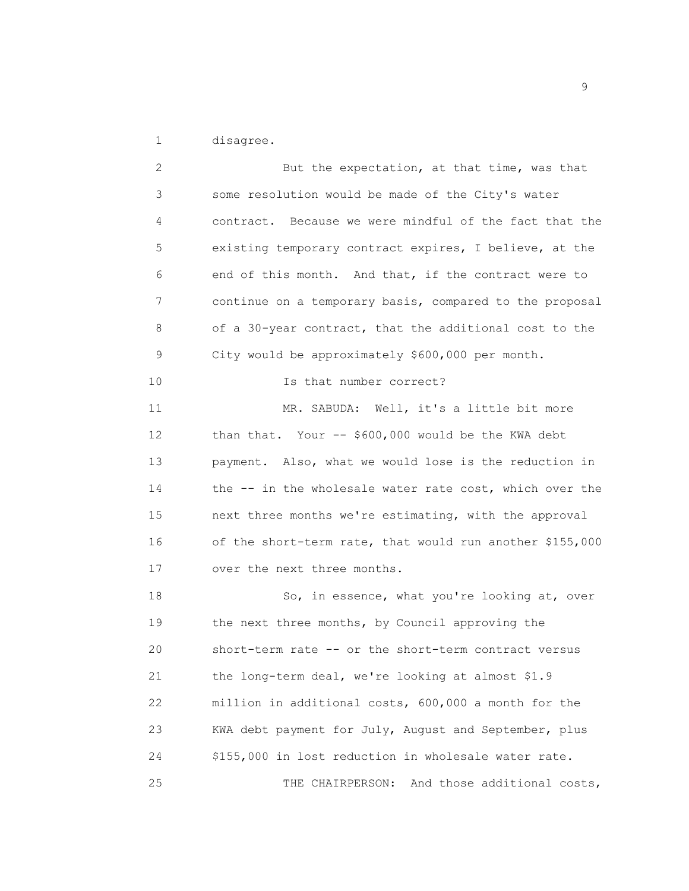disagree.

But the expectation, at that time, was that some resolution would be made of the City's water contract. Because we were mindful of the fact that the existing temporary contract expires, I believe, at the end of this month. And that, if the contract were to continue on a temporary basis, compared to the proposal of a 30-year contract, that the additional cost to the City would be approximately $600,000 per month.

Is that number correct?

MR. SABUDA: Well, it's a little bit more than that. Your -- $600,000 would be the KWA debt payment. Also, what we would lose is the reduction in the -- in the wholesale water rate cost, which over the next three months we're estimating, with the approval of the short-term rate, that would run another $155,000 over the next three months.

So, in essence, what you're looking at, over the next three months, by Council approving the short-term rate -- or the short-term contract versus the long-term deal, we're looking at almost $1.9 million in additional costs, 600,000 a month for the KWA debt payment for July, August and September, plus $155,000 in lost reduction in wholesale water rate.

THE CHAIRPERSON: And those additional costs,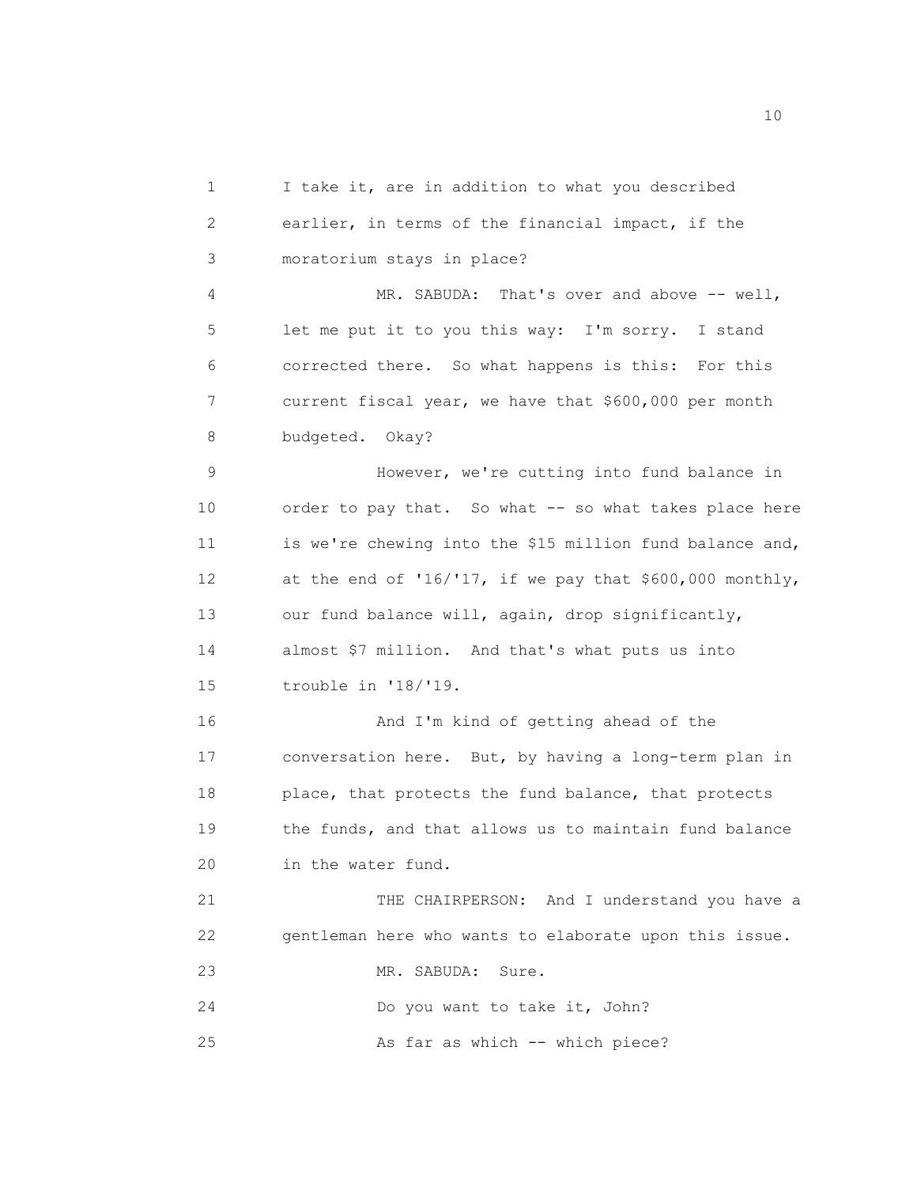I take it, are in addition to what you described earlier, in terms of the financial impact, if the moratorium stays in place?

MR. SABUDA: That's over and above -- well, let me put it to you this way: I'm sorry. I stand corrected there. So what happens is this: For this current fiscal year, we have that $600,000 per month budgeted. Okay?

However, we're cutting into fund balance in order to pay that. So what -- so what takes place here is we're chewing into the $15 million fund balance and, at the end of '16/'17, if we pay that $600,000 monthly, our fund balance will, again, drop significantly, almost $7 million. And that's what puts us into trouble in '18/'19.

And I'm kind of getting ahead of the conversation here. But, by having a long-term plan in place, that protects the fund balance, that protects the funds, and that allows us to maintain fund balance in the water fund.

THE CHAIRPERSON: And I understand you have a gentleman here who wants to elaborate upon this issue.

MR. SABUDA: Sure.

Do you want to take it, John?

As far as which -- which piece?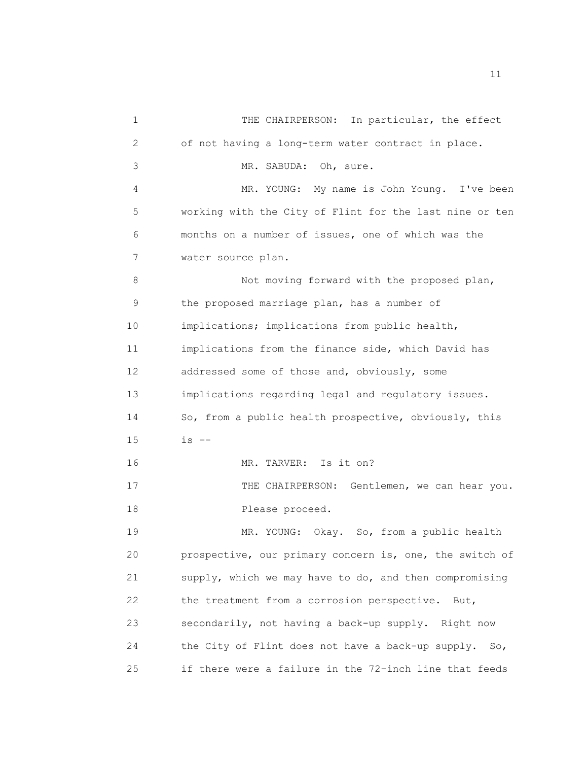THE CHAIRPERSON: In particular, the effect of not having a long-term water contract in place.

MR. SABUDA: Oh, sure.

MR. YOUNG: My name is John Young. I've been working with the City of Flint for the last nine or ten months on a number of issues, one of which was the water source plan.

Not moving forward with the proposed plan, the proposed marriage plan, has a number of implications; implications from public health, implications from the finance side, which David has addressed some of those and, obviously, some implications regarding legal and regulatory issues. So, from a public health prospective, obviously, this is --

MR. TARVER: Is it on?

THE CHAIRPERSON: Gentlemen, we can hear you. Please proceed.

MR. YOUNG: Okay. So, from a public health prospective, our primary concern is, one, the switch of supply, which we may have to do, and then compromising the treatment from a corrosion perspective. But, secondarily, not having a back-up supply. Right now the City of Flint does not have a back-up supply. So, if there were a failure in the 72-inch line that feeds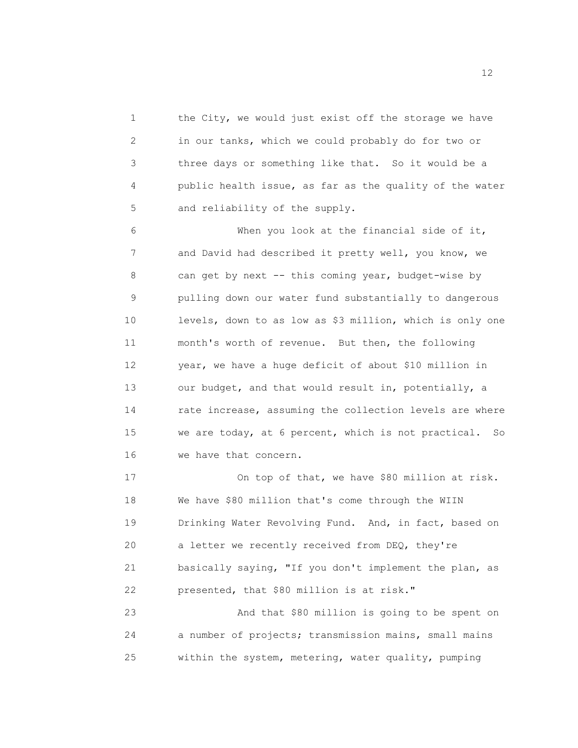the City, we would just exist off the storage we have in our tanks, which we could probably do for two or three days or something like that. So it would be a public health issue, as far as the quality of the water and reliability of the supply.

When you look at the financial side of it, and David had described it pretty well, you know, we can get by next -- this coming year, budget-wise by pulling down our water fund substantially to dangerous levels, down to as low as $3 million, which is only one month's worth of revenue. But then, the following year, we have a huge deficit of about $10 million in our budget, and that would result in, potentially, a rate increase, assuming the collection levels are where we are today, at 6 percent, which is not practical. So we have that concern.

On top of that, we have $80 million at risk. We have $80 million that's come through the WIIN Drinking Water Revolving Fund. And, in fact, based on a letter we recently received from DEQ, they're basically saying, "If you don't implement the plan, as presented, that $80 million is at risk."

And that $80 million is going to be spent on a number of projects; transmission mains, small mains within the system, metering, water quality, pumping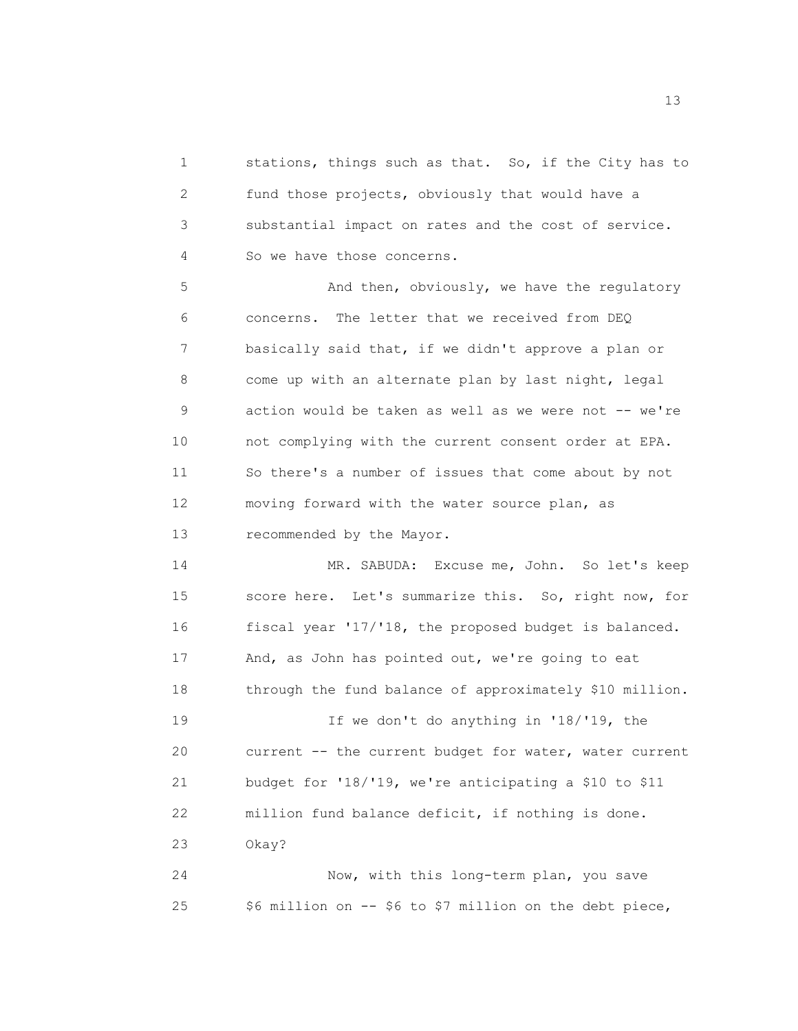stations, things such as that. So, if the City has to fund those projects, obviously that would have a substantial impact on rates and the cost of service. So we have those concerns.

And then, obviously, we have the regulatory concerns. The letter that we received from DEQ basically said that, if we didn't approve a plan or come up with an alternate plan by last night, legal action would be taken as well as we were not -- we're not complying with the current consent order at EPA. So there's a number of issues that come about by not moving forward with the water source plan, as recommended by the Mayor.

MR. SABUDA: Excuse me, John. So let's keep score here. Let's summarize this. So, right now, for fiscal year '17/'18, the proposed budget is balanced. And, as John has pointed out, we're going to eat through the fund balance of approximately $10 million.

If we don't do anything in '18/'19, the current -- the current budget for water, water current budget for '18/'19, we're anticipating a $10 to $11 million fund balance deficit, if nothing is done. Okay?

Now, with this long-term plan, you save $6 million on -- $6 to $7 million on the debt piece,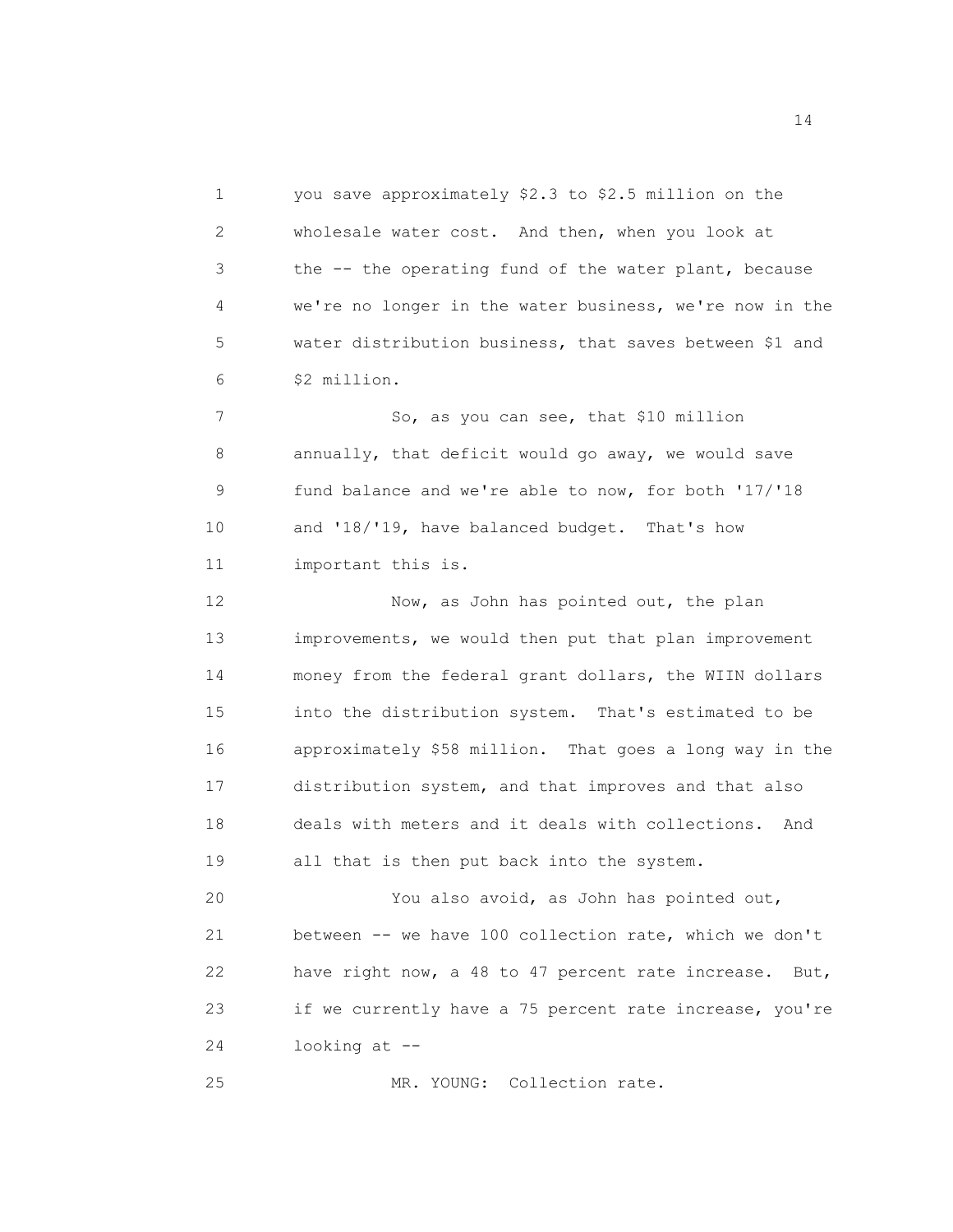you save approximately $2.3 to $2.5 million on the wholesale water cost. And then, when you look at the -- the operating fund of the water plant, because we're no longer in the water business, we're now in the water distribution business, that saves between $1 and $2 million.

So, as you can see, that $10 million annually, that deficit would go away, we would save fund balance and we're able to now, for both '17/'18 and '18/'19, have balanced budget. That's how important this is.

Now, as John has pointed out, the plan improvements, we would then put that plan improvement money from the federal grant dollars, the WIIN dollars into the distribution system. That's estimated to be approximately $58 million. That goes a long way in the distribution system, and that improves and that also deals with meters and it deals with collections. And all that is then put back into the system.

You also avoid, as John has pointed out, between -- we have 100 collection rate, which we don't have right now, a 48 to 47 percent rate increase. But, if we currently have a 75 percent rate increase, you're looking at --

MR. YOUNG: Collection rate.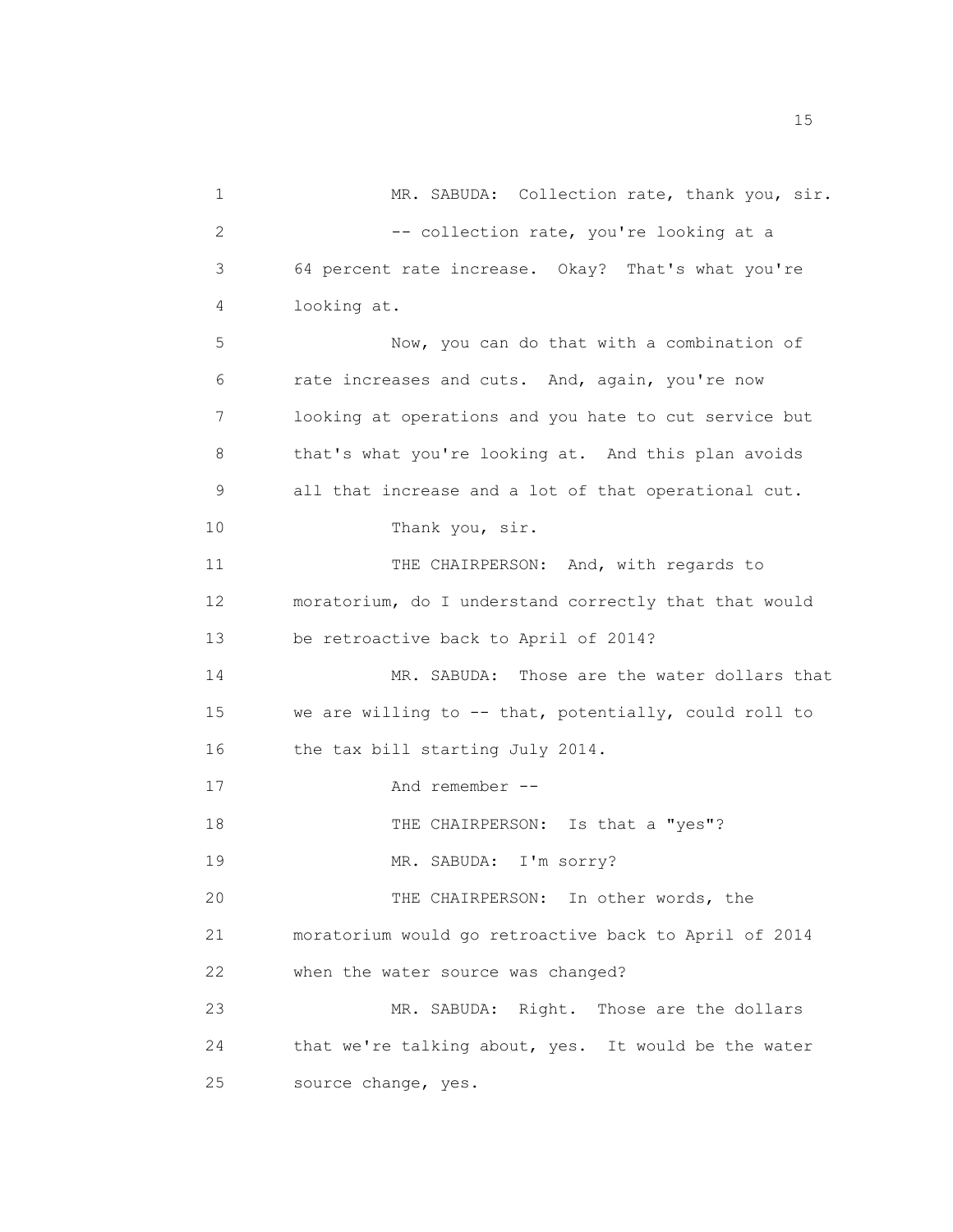MR. SABUDA: Collection rate, thank you, sir.

-- collection rate, you're looking at a 64 percent rate increase. Okay? That's what you're looking at.

Now, you can do that with a combination of rate increases and cuts. And, again, you're now looking at operations and you hate to cut service but that's what you're looking at. And this plan avoids all that increase and a lot of that operational cut.

Thank you, sir.

THE CHAIRPERSON: And, with regards to moratorium, do I understand correctly that that would be retroactive back to April of 2014?

MR. SABUDA: Those are the water dollars that we are willing to -- that, potentially, could roll to the tax bill starting July 2014.

And remember --

THE CHAIRPERSON: Is that a "yes"?

MR. SABUDA: I'm sorry?

THE CHAIRPERSON: In other words, the moratorium would go retroactive back to April of 2014 when the water source was changed?

MR. SABUDA: Right. Those are the dollars that we're talking about, yes. It would be the water source change, yes.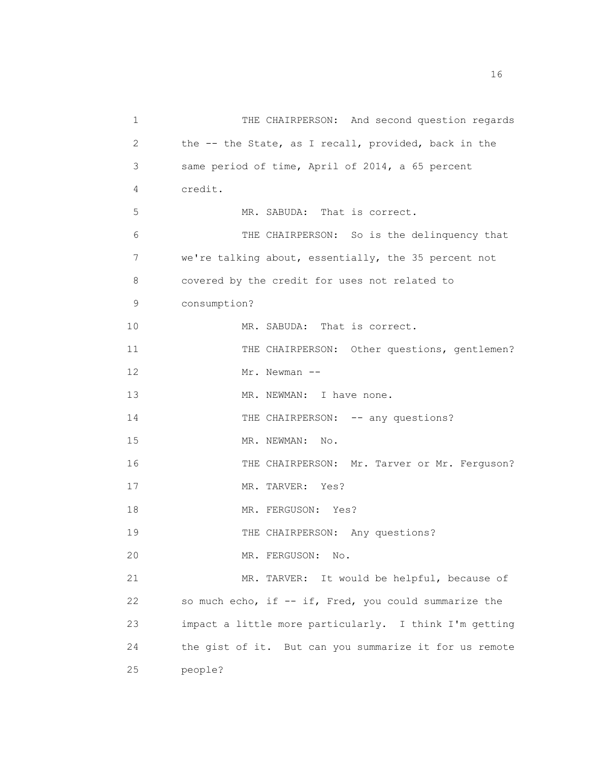THE CHAIRPERSON: And second question regards the -- the State, as I recall, provided, back in the same period of time, April of 2014, a 65 percent credit.

MR. SABUDA: That is correct.

THE CHAIRPERSON: So is the delinquency that we're talking about, essentially, the 35 percent not covered by the credit for uses not related to consumption?

MR. SABUDA: That is correct.

THE CHAIRPERSON: Other questions, gentlemen? Mr. Newman --

MR. NEWMAN: I have none.

THE CHAIRPERSON: -- any questions?

MR. NEWMAN: No.

THE CHAIRPERSON: Mr. Tarver or Mr. Ferguson?

MR. TARVER: Yes?

MR. FERGUSON: Yes?

THE CHAIRPERSON: Any questions?

MR. FERGUSON: No.

MR. TARVER: It would be helpful, because of so much echo, if -- if, Fred, you could summarize the impact a little more particularly. I think I'm getting the gist of it. But can you summarize it for us remote people?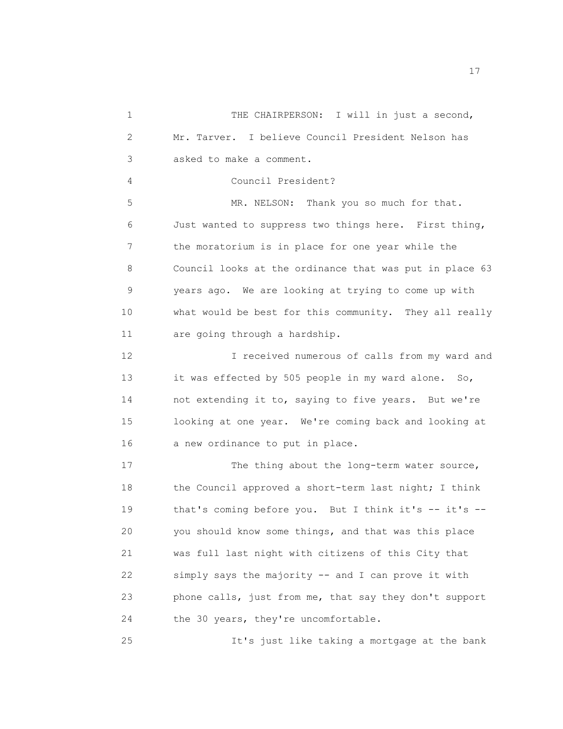THE CHAIRPERSON: I will in just a second, Mr. Tarver. I believe Council President Nelson has asked to make a comment.

Council President?

MR. NELSON: Thank you so much for that. Just wanted to suppress two things here. First thing, the moratorium is in place for one year while the Council looks at the ordinance that was put in place 63 years ago. We are looking at trying to come up with what would be best for this community. They all really are going through a hardship.

I received numerous of calls from my ward and it was effected by 505 people in my ward alone. So, not extending it to, saying to five years. But we're looking at one year. We're coming back and looking at a new ordinance to put in place.

The thing about the long-term water source, the Council approved a short-term last night; I think that's coming before you. But I think it's -- it's -- you should know some things, and that was this place was full last night with citizens of this City that simply says the majority -- and I can prove it with phone calls, just from me, that say they don't support the 30 years, they're uncomfortable.

It's just like taking a mortgage at the bank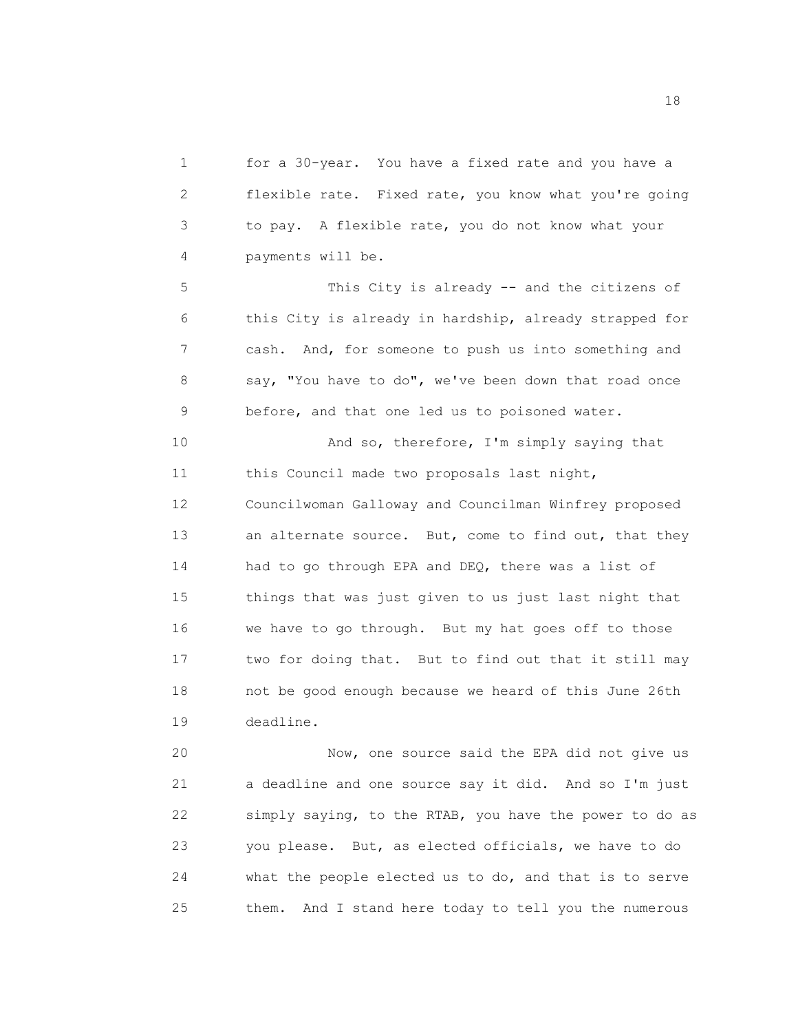for a 30-year. You have a fixed rate and you have a flexible rate. Fixed rate, you know what you're going to pay. A flexible rate, you do not know what your payments will be.

This City is already -- and the citizens of this City is already in hardship, already strapped for cash. And, for someone to push us into something and say, "You have to do", we've been down that road once before, and that one led us to poisoned water.

And so, therefore, I'm simply saying that this Council made two proposals last night, Councilwoman Galloway and Councilman Winfrey proposed an alternate source. But, come to find out, that they had to go through EPA and DEQ, there was a list of things that was just given to us just last night that we have to go through. But my hat goes off to those two for doing that. But to find out that it still may not be good enough because we heard of this June 26th deadline.

Now, one source said the EPA did not give us a deadline and one source say it did. And so I'm just simply saying, to the RTAB, you have the power to do as you please. But, as elected officials, we have to do what the people elected us to do, and that is to serve them. And I stand here today to tell you the numerous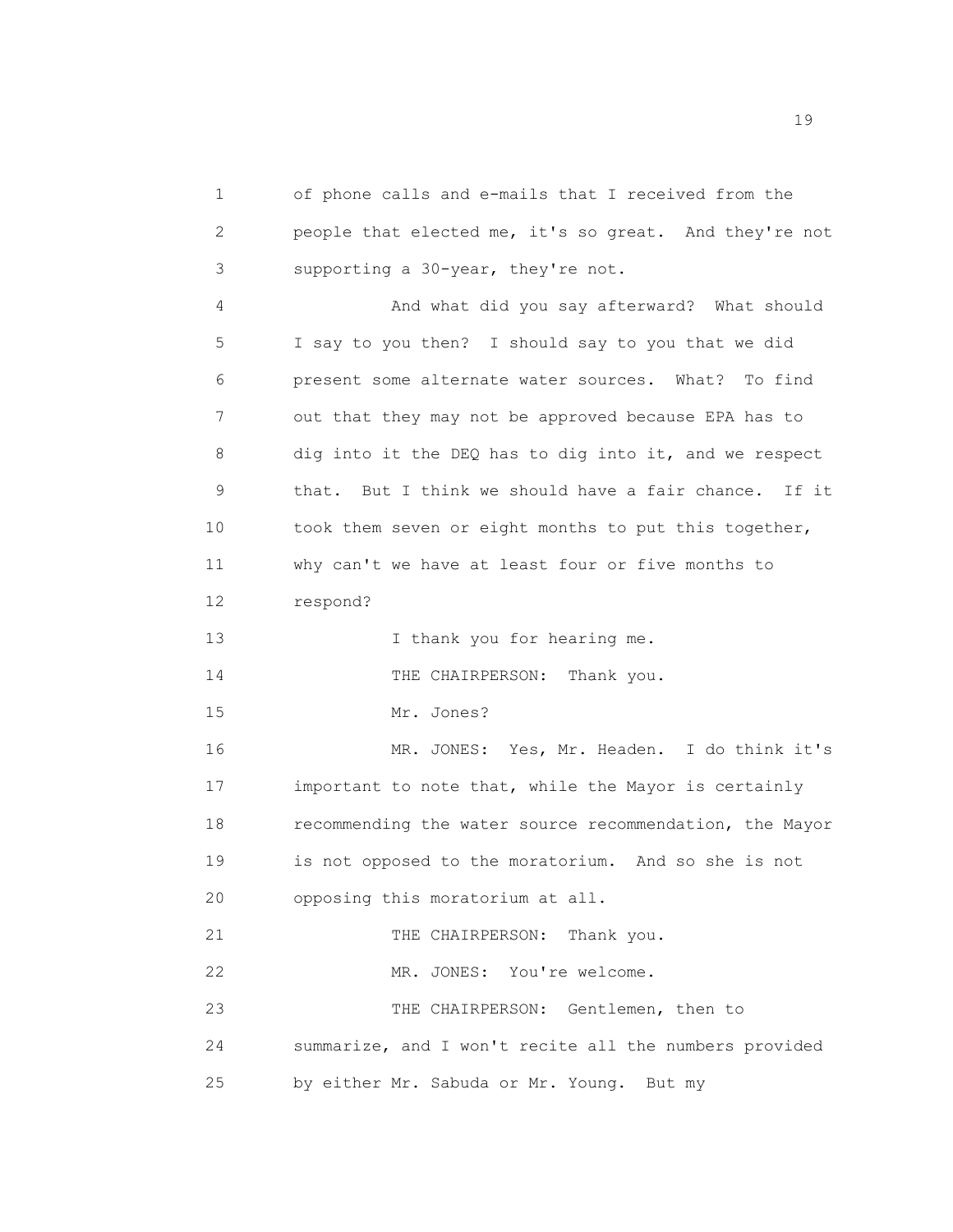of phone calls and e-mails that I received from the people that elected me, it's so great. And they're not supporting a 30-year, they're not.

And what did you say afterward? What should I say to you then? I should say to you that we did present some alternate water sources. What? To find out that they may not be approved because EPA has to dig into it the DEQ has to dig into it, and we respect that. But I think we should have a fair chance. If it took them seven or eight months to put this together, why can't we have at least four or five months to respond?

I thank you for hearing me.

THE CHAIRPERSON: Thank you.

Mr. Jones?

MR. JONES: Yes, Mr. Headen. I do think it's important to note that, while the Mayor is certainly recommending the water source recommendation, the Mayor is not opposed to the moratorium. And so she is not opposing this moratorium at all.

THE CHAIRPERSON: Thank you.

MR. JONES: You're welcome.

THE CHAIRPERSON: Gentlemen, then to summarize, and I won't recite all the numbers provided by either Mr. Sabuda or Mr. Young. But my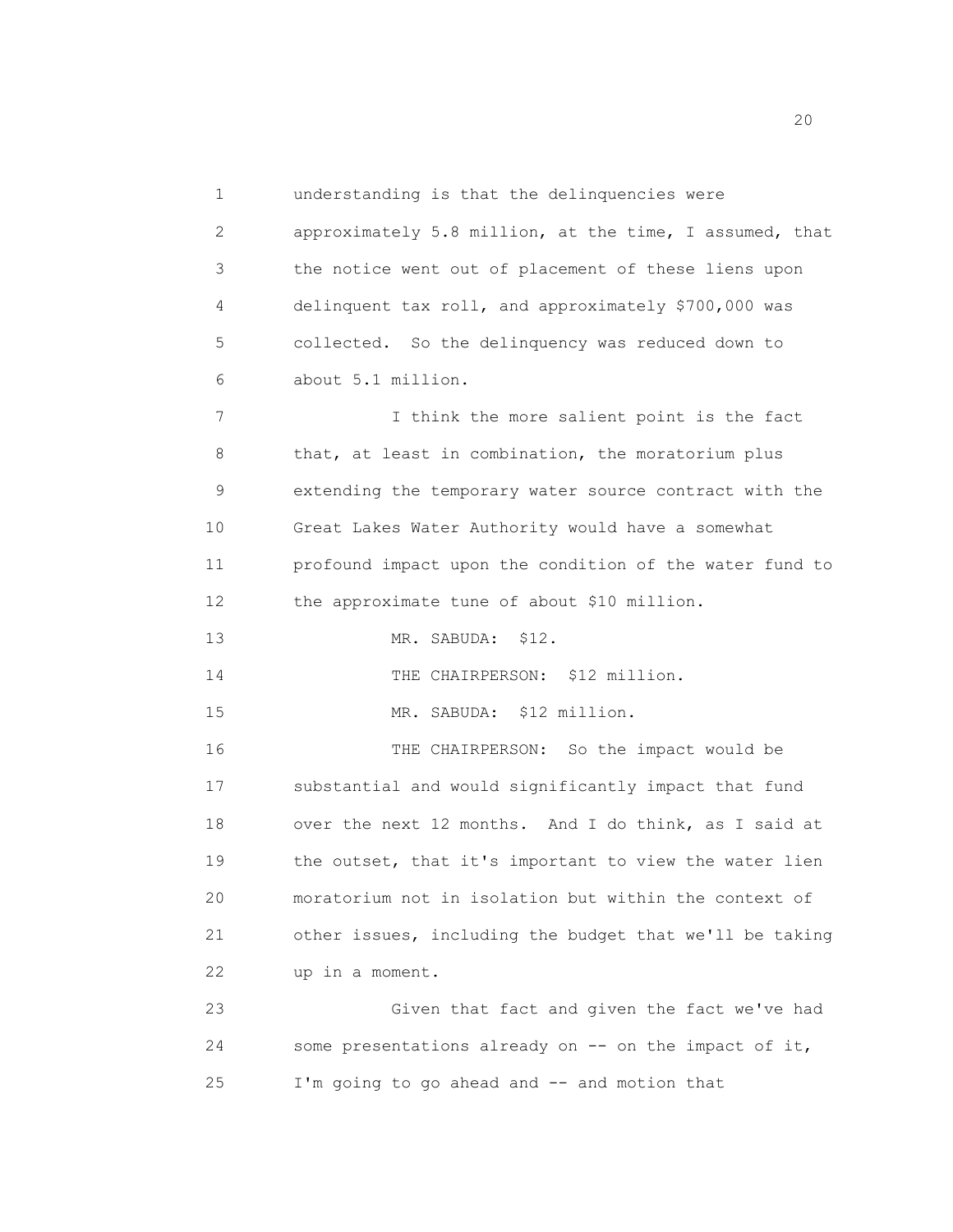understanding is that the delinquencies were approximately 5.8 million, at the time, I assumed, that the notice went out of placement of these liens upon delinquent tax roll, and approximately $700,000 was collected. So the delinquency was reduced down to about 5.1 million.

I think the more salient point is the fact that, at least in combination, the moratorium plus extending the temporary water source contract with the Great Lakes Water Authority would have a somewhat profound impact upon the condition of the water fund to the approximate tune of about $10 million.

MR. SABUDA: $12.

THE CHAIRPERSON: $12 million.

MR. SABUDA: $12 million.

THE CHAIRPERSON: So the impact would be substantial and would significantly impact that fund over the next 12 months. And I do think, as I said at the outset, that it's important to view the water lien moratorium not in isolation but within the context of other issues, including the budget that we'll be taking up in a moment.

Given that fact and given the fact we've had some presentations already on -- on the impact of it, I'm going to go ahead and -- and motion that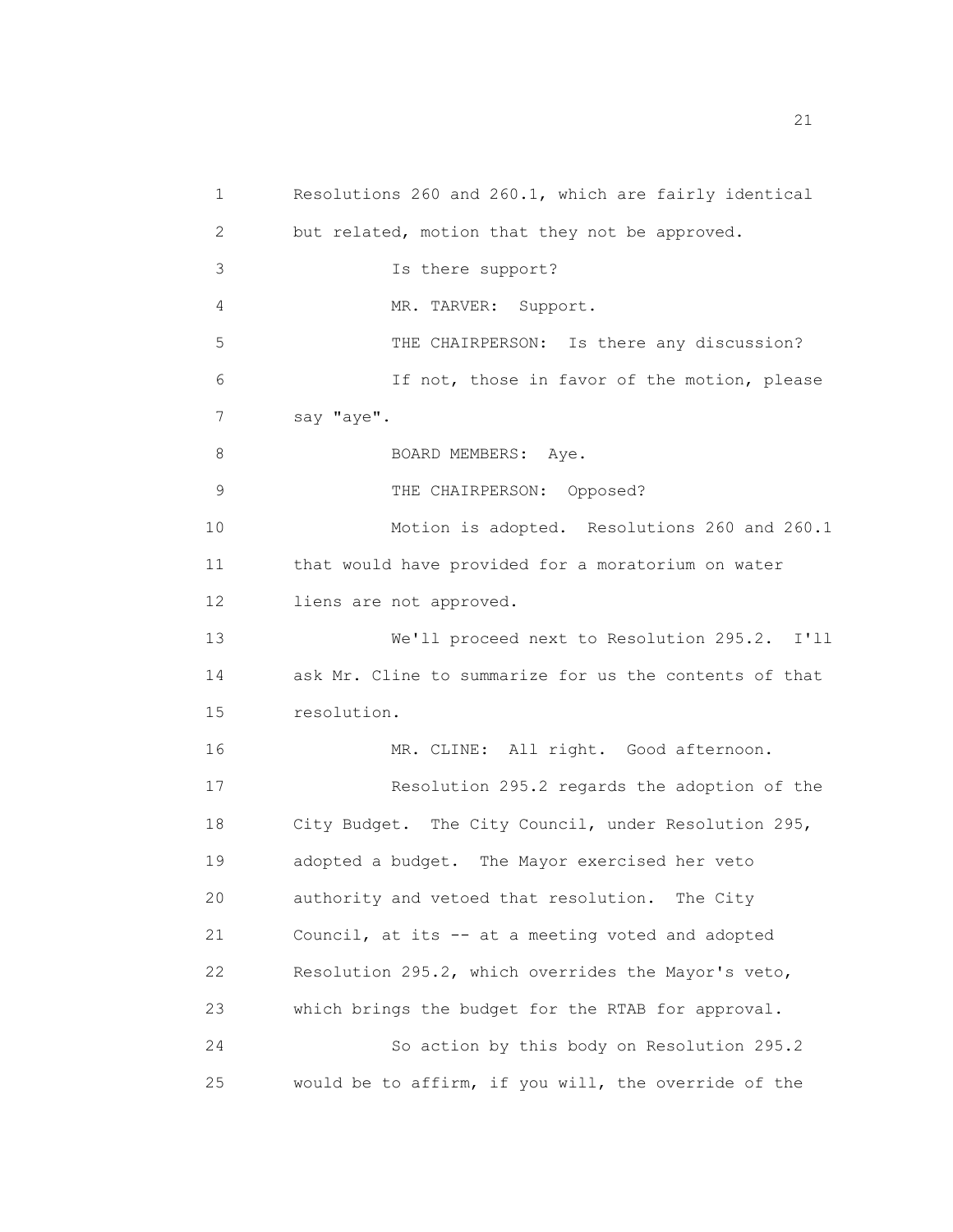Resolutions 260 and 260.1, which are fairly identical but related, motion that they not be approved.

Is there support?

MR. TARVER: Support.

THE CHAIRPERSON: Is there any discussion?

If not, those in favor of the motion, please say "aye".

BOARD MEMBERS: Aye.

THE CHAIRPERSON: Opposed?

Motion is adopted. Resolutions 260 and 260.1 that would have provided for a moratorium on water liens are not approved.

We'll proceed next to Resolution 295.2. I'll ask Mr. Cline to summarize for us the contents of that resolution.

MR. CLINE: All right. Good afternoon.

Resolution 295.2 regards the adoption of the City Budget. The City Council, under Resolution 295, adopted a budget. The Mayor exercised her veto authority and vetoed that resolution. The City Council, at its -- at a meeting voted and adopted Resolution 295.2, which overrides the Mayor's veto, which brings the budget for the RTAB for approval.

So action by this body on Resolution 295.2 would be to affirm, if you will, the override of the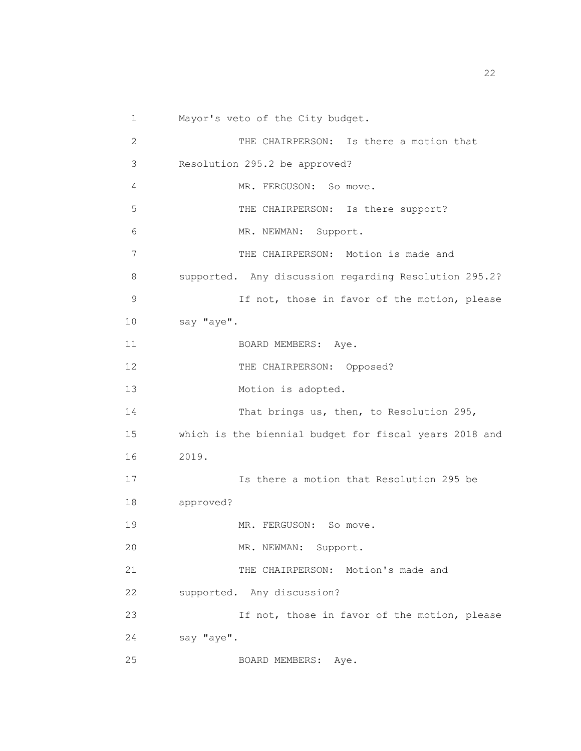1 Mayor's veto of the City budget.

2 THE CHAIRPERSON: Is there a motion that

3 Resolution 295.2 be approved?

4 MR. FERGUSON: So move.

5 THE CHAIRPERSON: Is there support?

6 MR. NEWMAN: Support.

7 THE CHAIRPERSON: Motion is made and

8 supported. Any discussion regarding Resolution 295.2?

9 If not, those in favor of the motion, please

10 say "aye".

11 BOARD MEMBERS: Aye.

12 THE CHAIRPERSON: Opposed?

13 Motion is adopted.

14 That brings us, then, to Resolution 295,

15 which is the biennial budget for fiscal years 2018 and

16 2019.

17 Is there a motion that Resolution 295 be

18 approved?

19 MR. FERGUSON: So move.

20 MR. NEWMAN: Support.

21 THE CHAIRPERSON: Motion's made and

22 supported. Any discussion?

23 If not, those in favor of the motion, please

24 say "aye".

25 BOARD MEMBERS: Aye.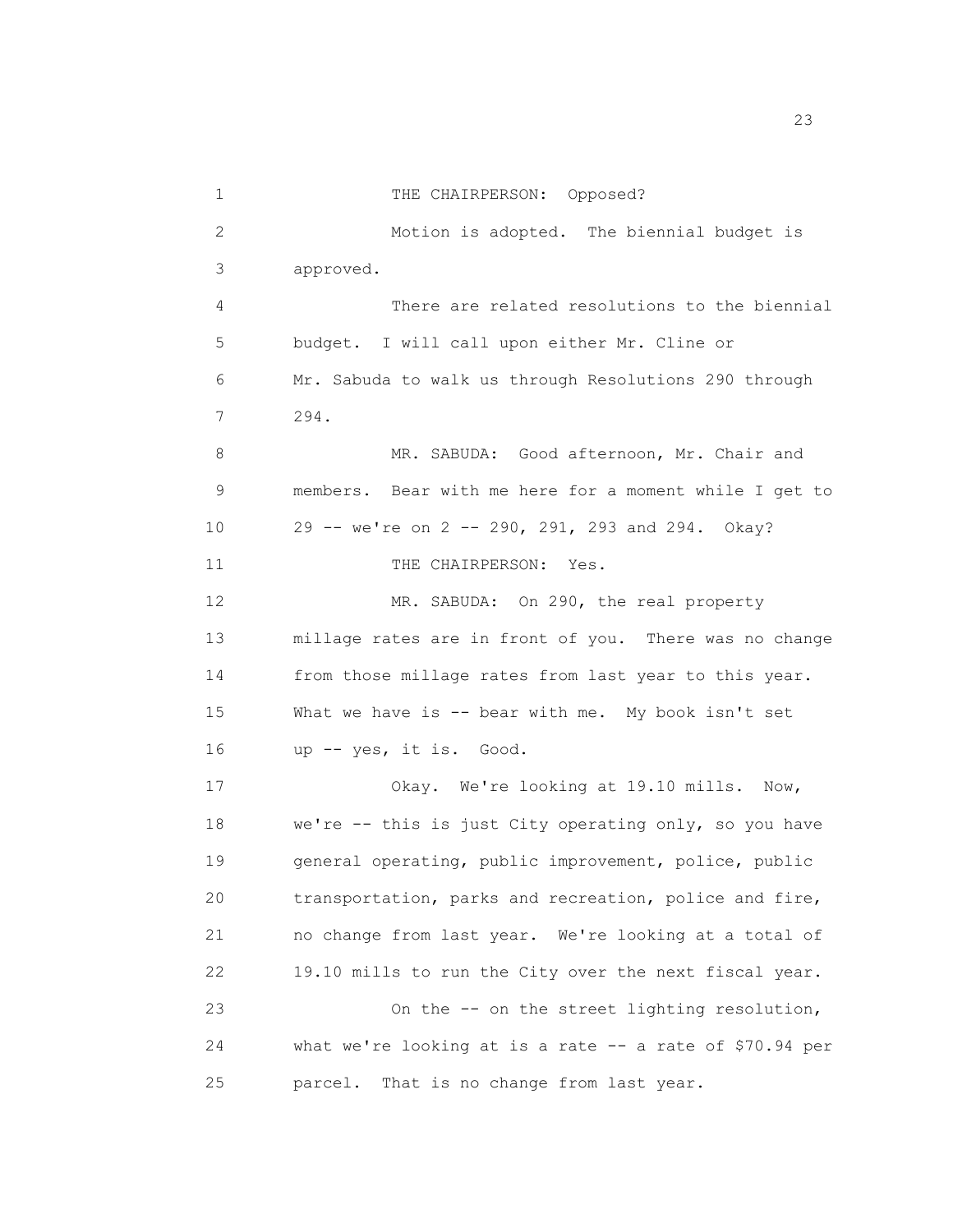THE CHAIRPERSON: Opposed?

Motion is adopted. The biennial budget is approved.

There are related resolutions to the biennial budget. I will call upon either Mr. Cline or Mr. Sabuda to walk us through Resolutions 290 through 294.

MR. SABUDA: Good afternoon, Mr. Chair and members. Bear with me here for a moment while I get to 29 -- we're on 2 -- 290, 291, 293 and 294. Okay?

THE CHAIRPERSON: Yes.

MR. SABUDA: On 290, the real property millage rates are in front of you. There was no change from those millage rates from last year to this year. What we have is -- bear with me. My book isn't set up -- yes, it is. Good.

Okay. We're looking at 19.10 mills. Now, we're -- this is just City operating only, so you have general operating, public improvement, police, public transportation, parks and recreation, police and fire, no change from last year. We're looking at a total of 19.10 mills to run the City over the next fiscal year.

On the -- on the street lighting resolution, what we're looking at is a rate -- a rate of $70.94 per parcel. That is no change from last year.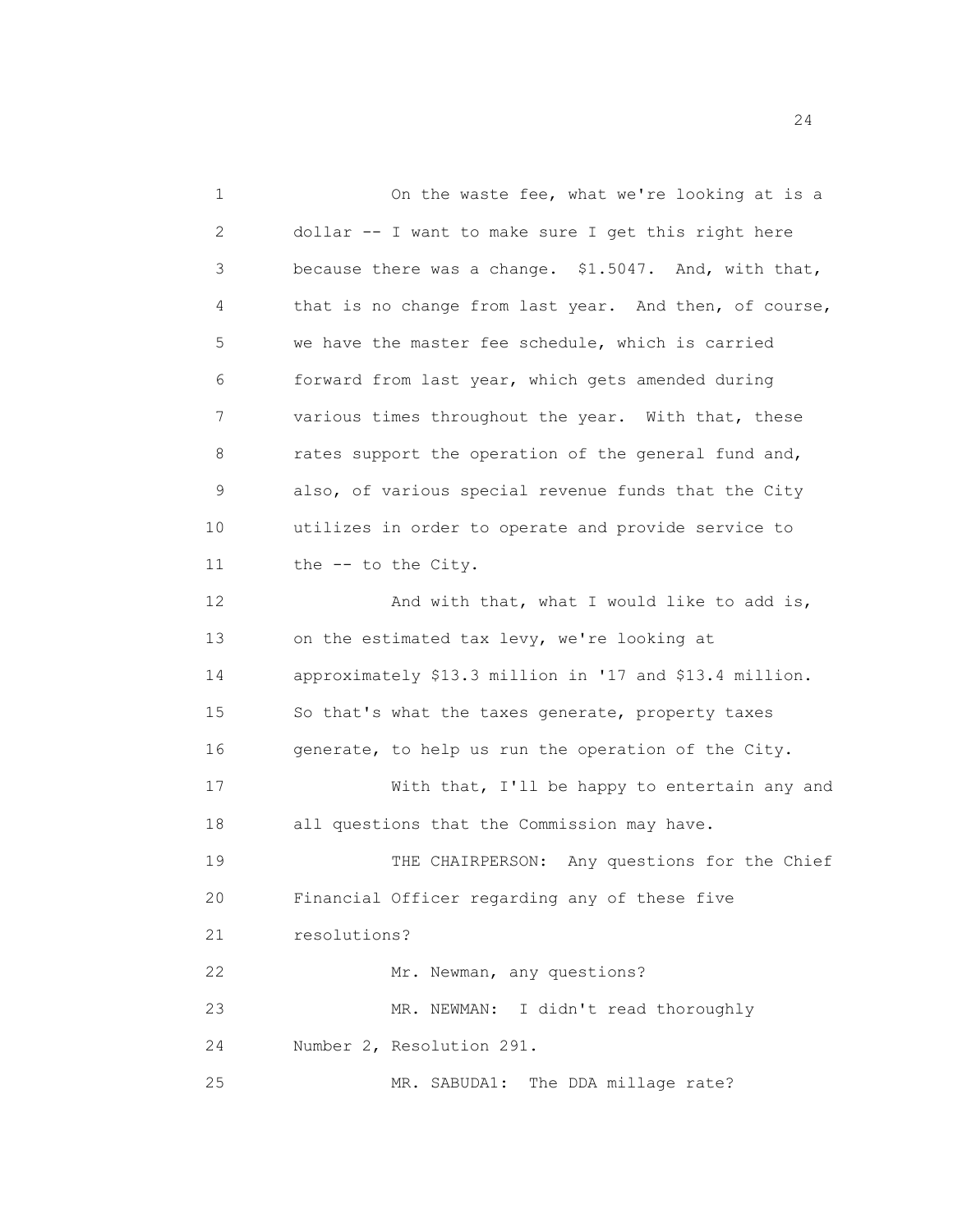On the waste fee, what we're looking at is a dollar -- I want to make sure I get this right here because there was a change. $1.5047. And, with that, that is no change from last year. And then, of course, we have the master fee schedule, which is carried forward from last year, which gets amended during various times throughout the year. With that, these rates support the operation of the general fund and, also, of various special revenue funds that the City utilizes in order to operate and provide service to the -- to the City.

And with that, what I would like to add is, on the estimated tax levy, we're looking at approximately $13.3 million in '17 and $13.4 million. So that's what the taxes generate, property taxes generate, to help us run the operation of the City.

With that, I'll be happy to entertain any and all questions that the Commission may have.

THE CHAIRPERSON: Any questions for the Chief Financial Officer regarding any of these five resolutions?

Mr. Newman, any questions?

MR. NEWMAN: I didn't read thoroughly Number 2, Resolution 291.

MR. SABUDA1: The DDA millage rate?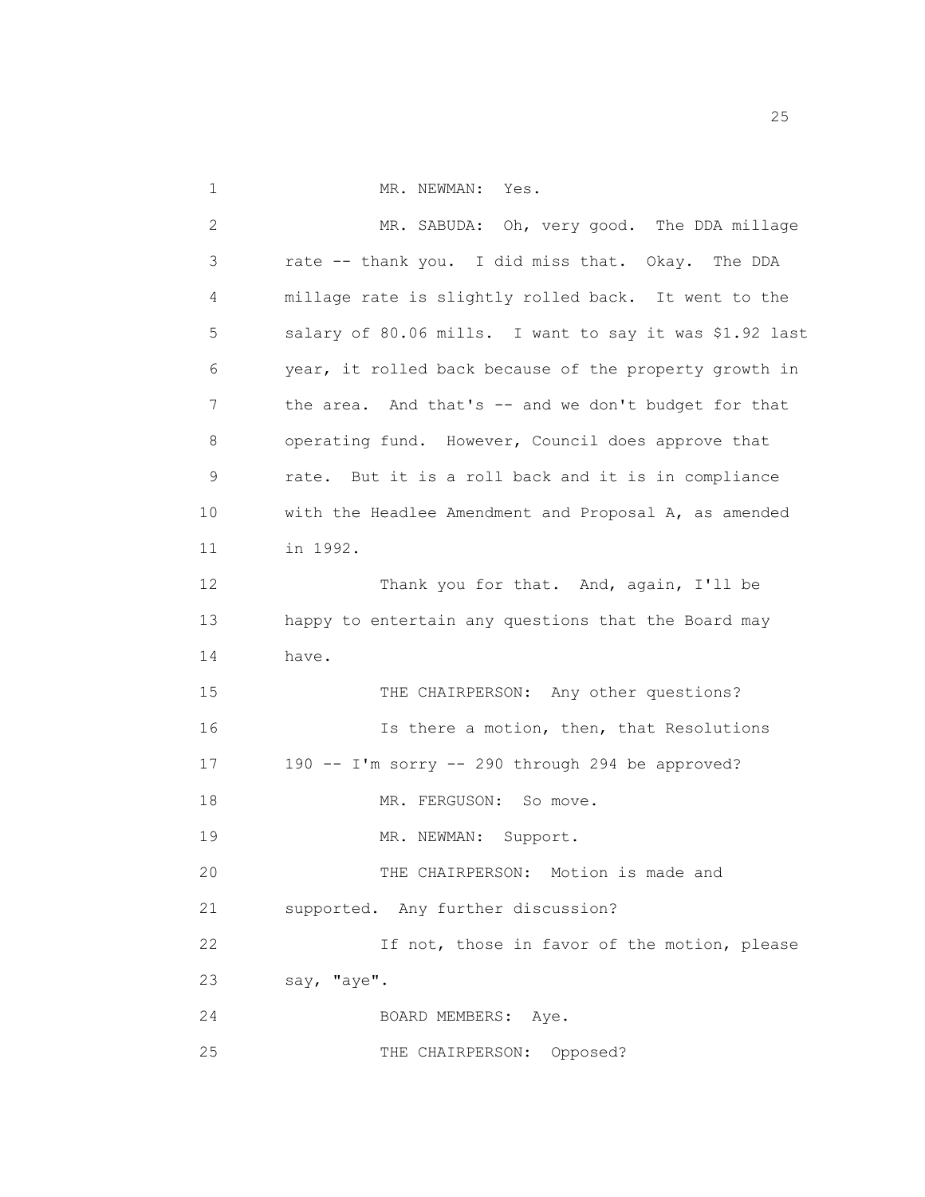1 MR. NEWMAN: Yes.

2 MR. SABUDA: Oh, very good. The DDA millage
3 rate -- thank you. I did miss that. Okay. The DDA
4 millage rate is slightly rolled back. It went to the
5 salary of 80.06 mills. I want to say it was $1.92 last
6 year, it rolled back because of the property growth in
7 the area. And that's -- and we don't budget for that
8 operating fund. However, Council does approve that
9 rate. But it is a roll back and it is in compliance
10 with the Headlee Amendment and Proposal A, as amended
11 in 1992.

12 Thank you for that. And, again, I'll be
13 happy to entertain any questions that the Board may
14 have.

15 THE CHAIRPERSON: Any other questions?

16 Is there a motion, then, that Resolutions
17 190 -- I'm sorry -- 290 through 294 be approved?

18 MR. FERGUSON: So move.

19 MR. NEWMAN: Support.

20 THE CHAIRPERSON: Motion is made and
21 supported. Any further discussion?

22 If not, those in favor of the motion, please
23 say, "aye".

24 BOARD MEMBERS: Aye.

25 THE CHAIRPERSON: Opposed?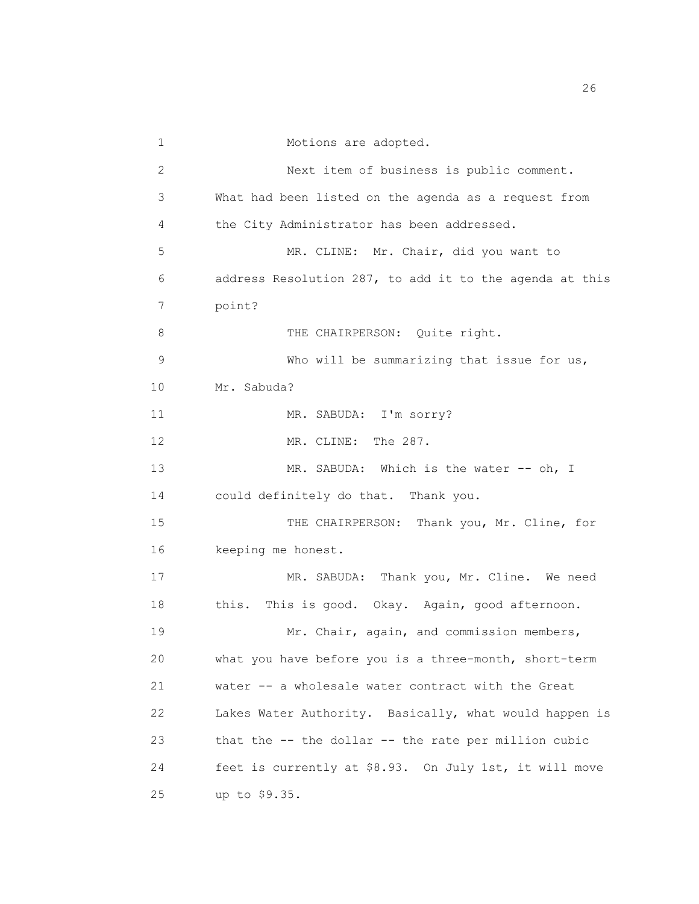Motions are adopted.

Next item of business is public comment. What had been listed on the agenda as a request from the City Administrator has been addressed.

MR. CLINE: Mr. Chair, did you want to address Resolution 287, to add it to the agenda at this point?

THE CHAIRPERSON: Quite right.

Who will be summarizing that issue for us, Mr. Sabuda?

MR. SABUDA: I'm sorry?

MR. CLINE: The 287.

MR. SABUDA: Which is the water -- oh, I could definitely do that. Thank you.

THE CHAIRPERSON: Thank you, Mr. Cline, for keeping me honest.

MR. SABUDA: Thank you, Mr. Cline. We need this. This is good. Okay. Again, good afternoon.

Mr. Chair, again, and commission members, what you have before you is a three-month, short-term water -- a wholesale water contract with the Great Lakes Water Authority. Basically, what would happen is that the -- the dollar -- the rate per million cubic feet is currently at $8.93. On July 1st, it will move up to $9.35.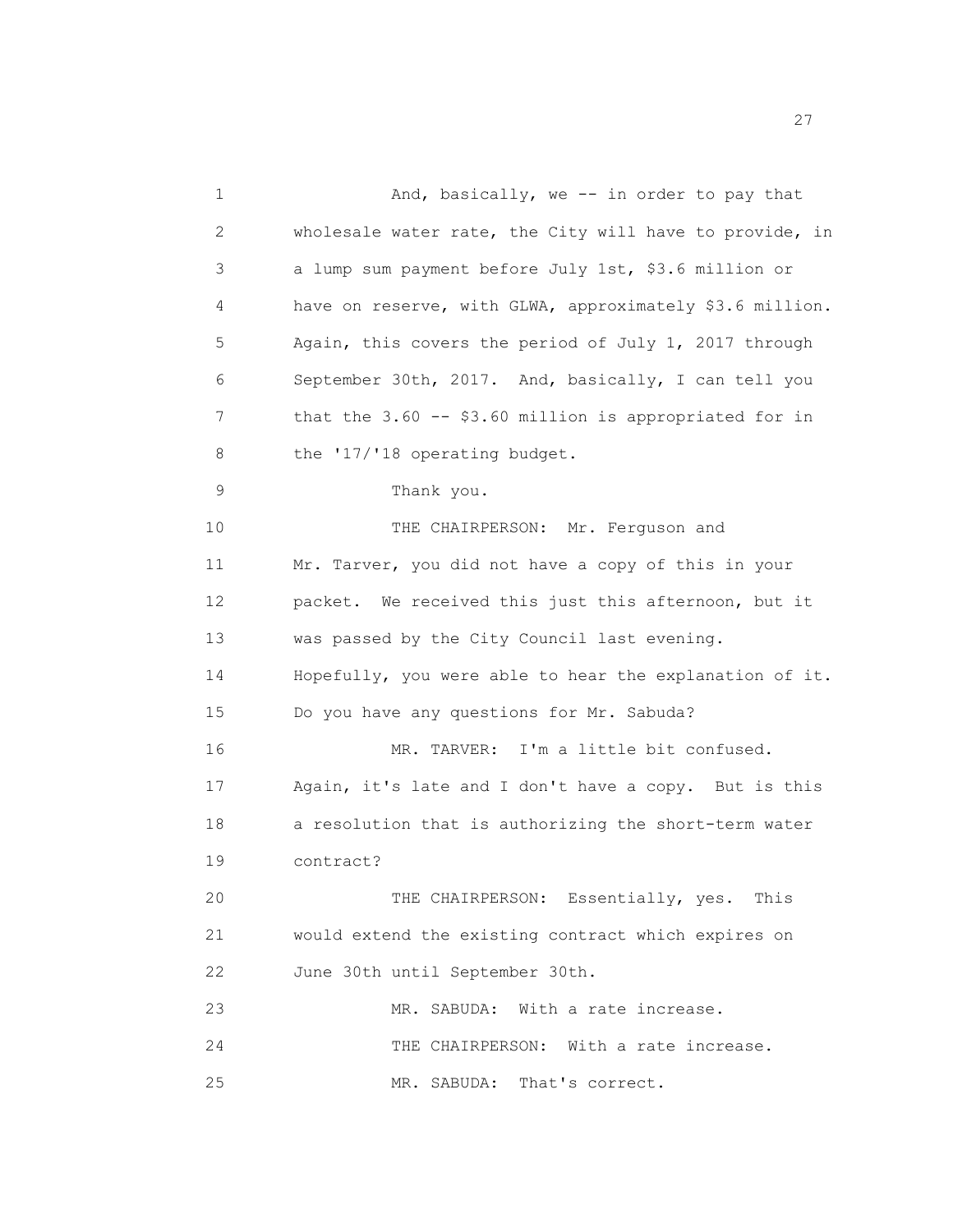And, basically, we -- in order to pay that wholesale water rate, the City will have to provide, in a lump sum payment before July 1st, $3.6 million or have on reserve, with GLWA, approximately $3.6 million. Again, this covers the period of July 1, 2017 through September 30th, 2017. And, basically, I can tell you that the 3.60 -- $3.60 million is appropriated for in the '17/'18 operating budget.

Thank you.

THE CHAIRPERSON: Mr. Ferguson and Mr. Tarver, you did not have a copy of this in your packet. We received this just this afternoon, but it was passed by the City Council last evening. Hopefully, you were able to hear the explanation of it. Do you have any questions for Mr. Sabuda?

MR. TARVER: I'm a little bit confused. Again, it's late and I don't have a copy. But is this a resolution that is authorizing the short-term water contract?

THE CHAIRPERSON: Essentially, yes. This would extend the existing contract which expires on June 30th until September 30th.

MR. SABUDA: With a rate increase.

THE CHAIRPERSON: With a rate increase.

MR. SABUDA: That's correct.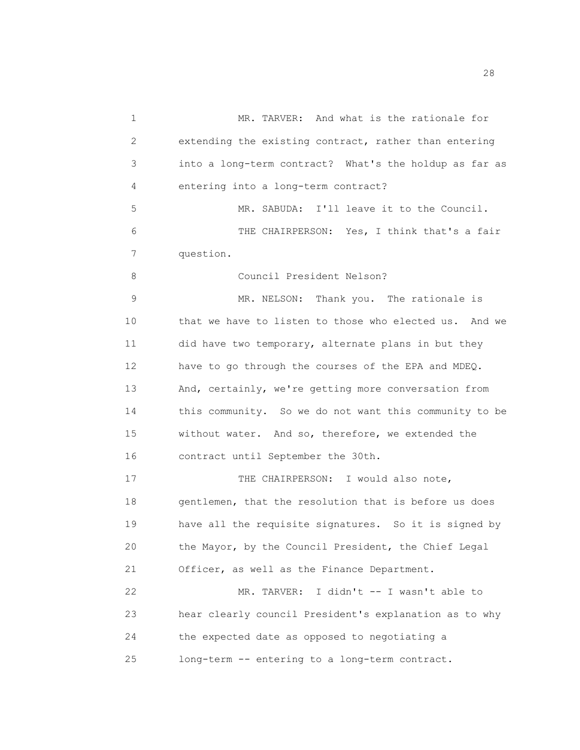1 MR. TARVER: And what is the rationale for
2 extending the existing contract, rather than entering
3 into a long-term contract? What's the holdup as far as
4 entering into a long-term contract?
5 MR. SABUDA: I'll leave it to the Council.
6 THE CHAIRPERSON: Yes, I think that's a fair
7 question.
8 Council President Nelson?
9 MR. NELSON: Thank you. The rationale is
10 that we have to listen to those who elected us. And we
11 did have two temporary, alternate plans in but they
12 have to go through the courses of the EPA and MDEQ.
13 And, certainly, we're getting more conversation from
14 this community. So we do not want this community to be
15 without water. And so, therefore, we extended the
16 contract until September the 30th.
17 THE CHAIRPERSON: I would also note,
18 gentlemen, that the resolution that is before us does
19 have all the requisite signatures. So it is signed by
20 the Mayor, by the Council President, the Chief Legal
21 Officer, as well as the Finance Department.
22 MR. TARVER: I didn't -- I wasn't able to
23 hear clearly council President's explanation as to why
24 the expected date as opposed to negotiating a
25 long-term -- entering to a long-term contract.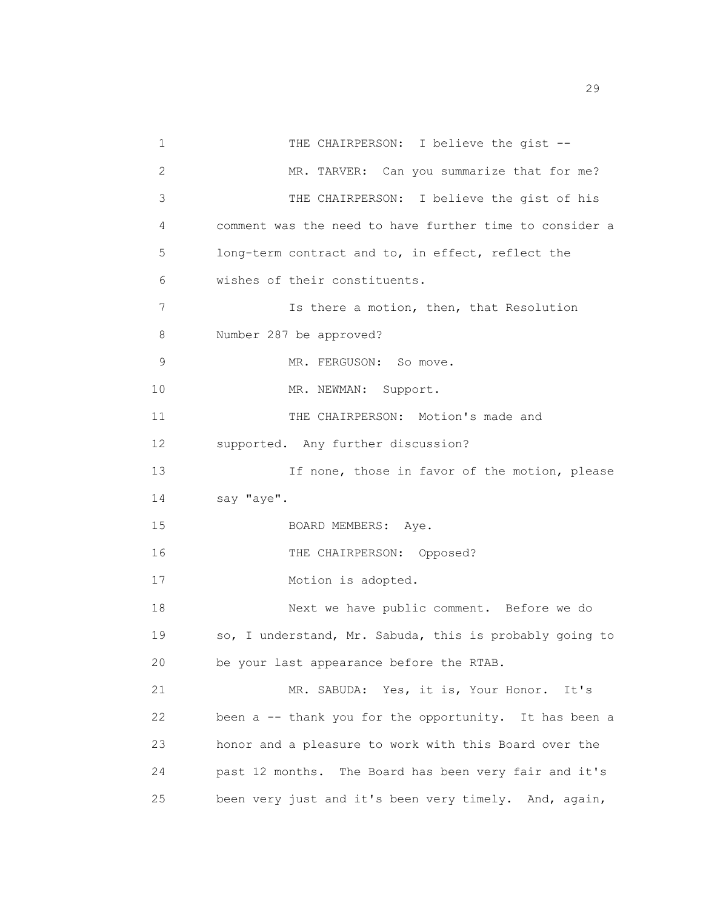1 THE CHAIRPERSON: I believe the gist --

2 MR. TARVER: Can you summarize that for me?

3 THE CHAIRPERSON: I believe the gist of his

4 comment was the need to have further time to consider a

5 long-term contract and to, in effect, reflect the

6 wishes of their constituents.

7 Is there a motion, then, that Resolution

8 Number 287 be approved?

9 MR. FERGUSON: So move.

10 MR. NEWMAN: Support.

11 THE CHAIRPERSON: Motion's made and

12 supported. Any further discussion?

13 If none, those in favor of the motion, please

14 say "aye".

15 BOARD MEMBERS: Aye.

16 THE CHAIRPERSON: Opposed?

17 Motion is adopted.

18 Next we have public comment. Before we do

19 so, I understand, Mr. Sabuda, this is probably going to

20 be your last appearance before the RTAB.

21 MR. SABUDA: Yes, it is, Your Honor. It's

22 been a -- thank you for the opportunity. It has been a

23 honor and a pleasure to work with this Board over the

24 past 12 months. The Board has been very fair and it's

25 been very just and it's been very timely. And, again,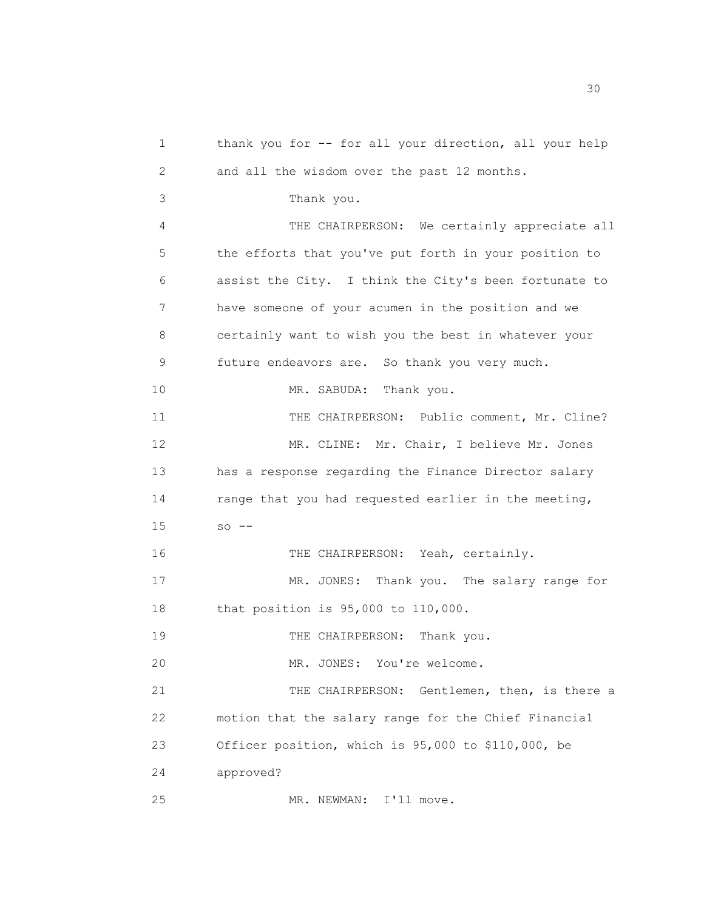thank you for -- for all your direction, all your help and all the wisdom over the past 12 months.

Thank you.

THE CHAIRPERSON: We certainly appreciate all the efforts that you've put forth in your position to assist the City. I think the City's been fortunate to have someone of your acumen in the position and we certainly want to wish you the best in whatever your future endeavors are. So thank you very much.

MR. SABUDA: Thank you.

THE CHAIRPERSON: Public comment, Mr. Cline?

MR. CLINE: Mr. Chair, I believe Mr. Jones has a response regarding the Finance Director salary range that you had requested earlier in the meeting, so --

THE CHAIRPERSON: Yeah, certainly.

MR. JONES: Thank you. The salary range for that position is 95,000 to 110,000.

THE CHAIRPERSON: Thank you.

MR. JONES: You're welcome.

THE CHAIRPERSON: Gentlemen, then, is there a motion that the salary range for the Chief Financial Officer position, which is 95,000 to $110,000, be approved?

MR. NEWMAN: I'll move.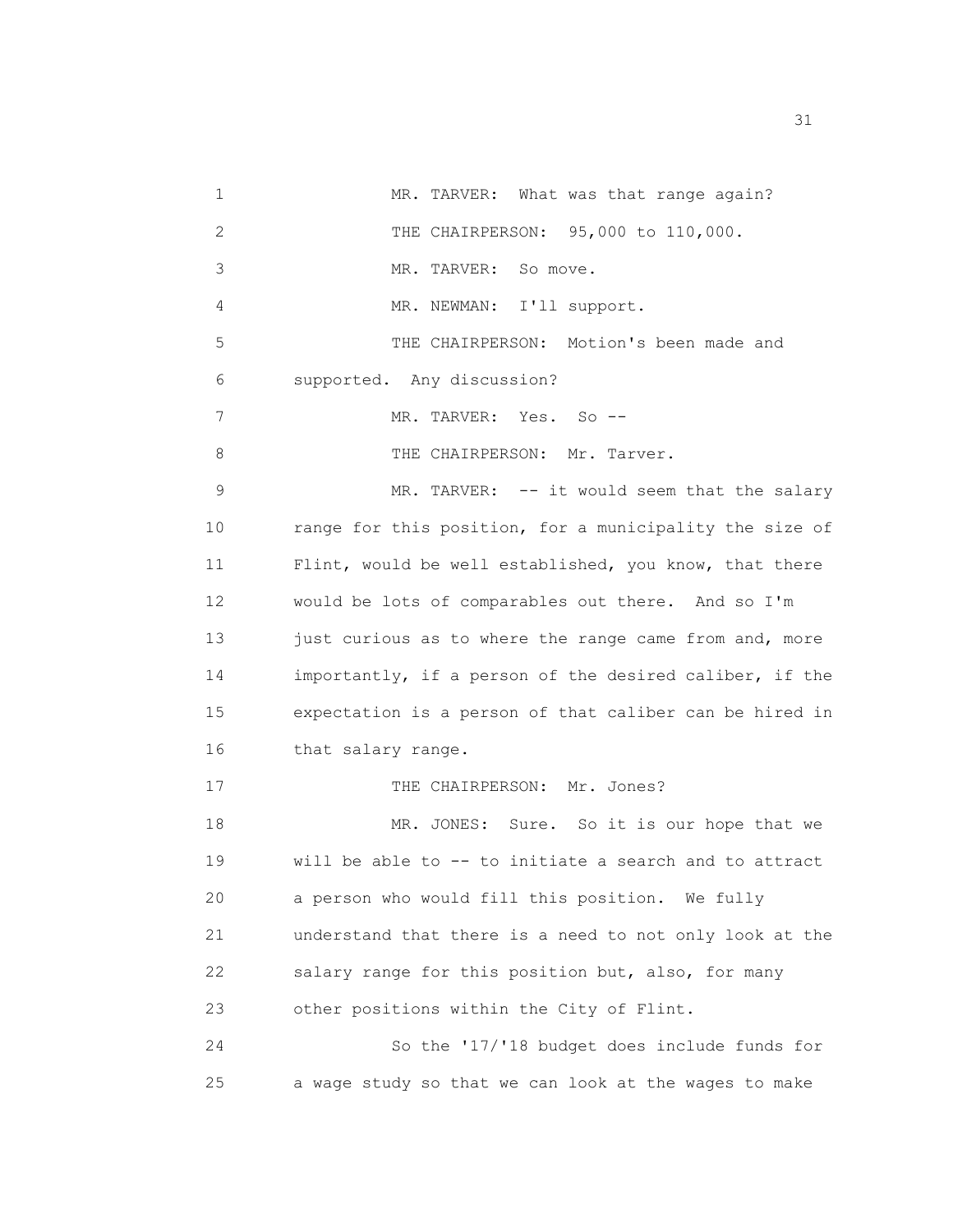MR. TARVER: What was that range again?

THE CHAIRPERSON: 95,000 to 110,000.

MR. TARVER: So move.

MR. NEWMAN: I'll support.

THE CHAIRPERSON: Motion's been made and supported. Any discussion?

MR. TARVER: Yes. So --

THE CHAIRPERSON: Mr. Tarver.

MR. TARVER: -- it would seem that the salary range for this position, for a municipality the size of Flint, would be well established, you know, that there would be lots of comparables out there. And so I'm just curious as to where the range came from and, more importantly, if a person of the desired caliber, if the expectation is a person of that caliber can be hired in that salary range.

THE CHAIRPERSON: Mr. Jones?

MR. JONES: Sure. So it is our hope that we will be able to -- to initiate a search and to attract a person who would fill this position. We fully understand that there is a need to not only look at the salary range for this position but, also, for many other positions within the City of Flint.

So the '17/'18 budget does include funds for a wage study so that we can look at the wages to make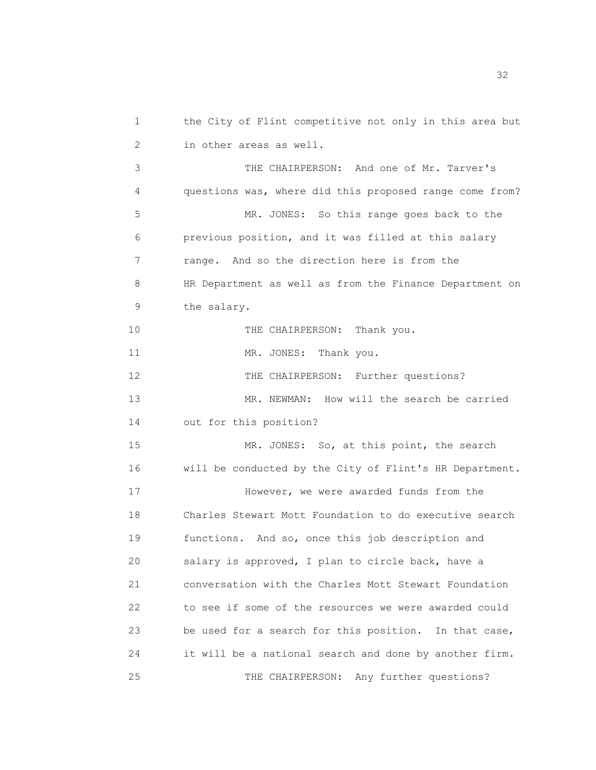the City of Flint competitive not only in this area but in other areas as well.

THE CHAIRPERSON: And one of Mr. Tarver's questions was, where did this proposed range come from?

MR. JONES: So this range goes back to the previous position, and it was filled at this salary range. And so the direction here is from the HR Department as well as from the Finance Department on the salary.

THE CHAIRPERSON: Thank you.

MR. JONES: Thank you.

THE CHAIRPERSON: Further questions?

MR. NEWMAN: How will the search be carried out for this position?

MR. JONES: So, at this point, the search will be conducted by the City of Flint's HR Department.

However, we were awarded funds from the Charles Stewart Mott Foundation to do executive search functions. And so, once this job description and salary is approved, I plan to circle back, have a conversation with the Charles Mott Stewart Foundation to see if some of the resources we were awarded could be used for a search for this position. In that case, it will be a national search and done by another firm.

THE CHAIRPERSON: Any further questions?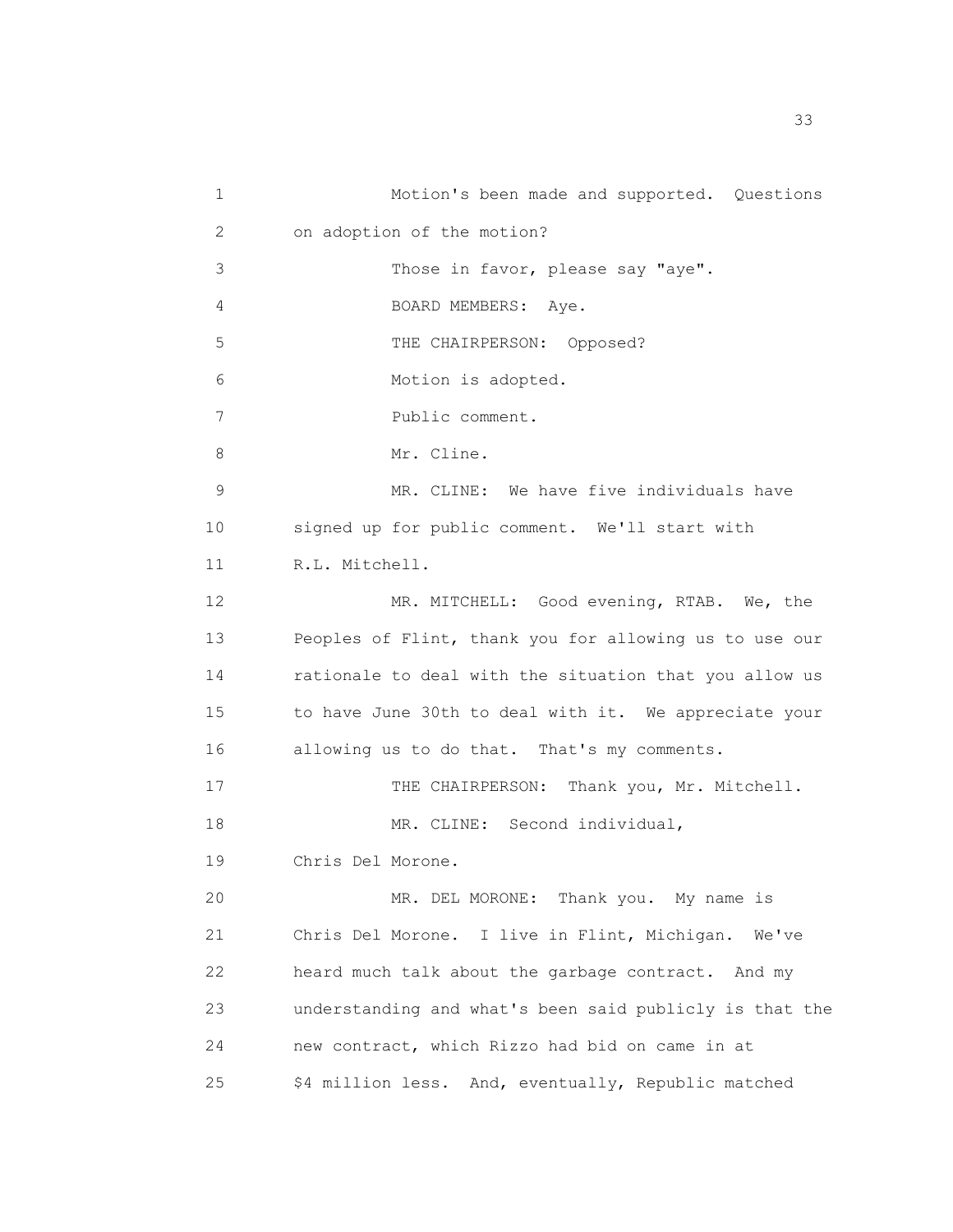Motion's been made and supported. Questions on adoption of the motion?

Those in favor, please say "aye".

BOARD MEMBERS: Aye.

THE CHAIRPERSON: Opposed?

Motion is adopted.

Public comment.

Mr. Cline.

MR. CLINE: We have five individuals have signed up for public comment. We'll start with R.L. Mitchell.

MR. MITCHELL: Good evening, RTAB. We, the Peoples of Flint, thank you for allowing us to use our rationale to deal with the situation that you allow us to have June 30th to deal with it. We appreciate your allowing us to do that. That's my comments.

THE CHAIRPERSON: Thank you, Mr. Mitchell.

MR. CLINE: Second individual, Chris Del Morone.

MR. DEL MORONE: Thank you. My name is Chris Del Morone. I live in Flint, Michigan. We've heard much talk about the garbage contract. And my understanding and what's been said publicly is that the new contract, which Rizzo had bid on came in at $4 million less. And, eventually, Republic matched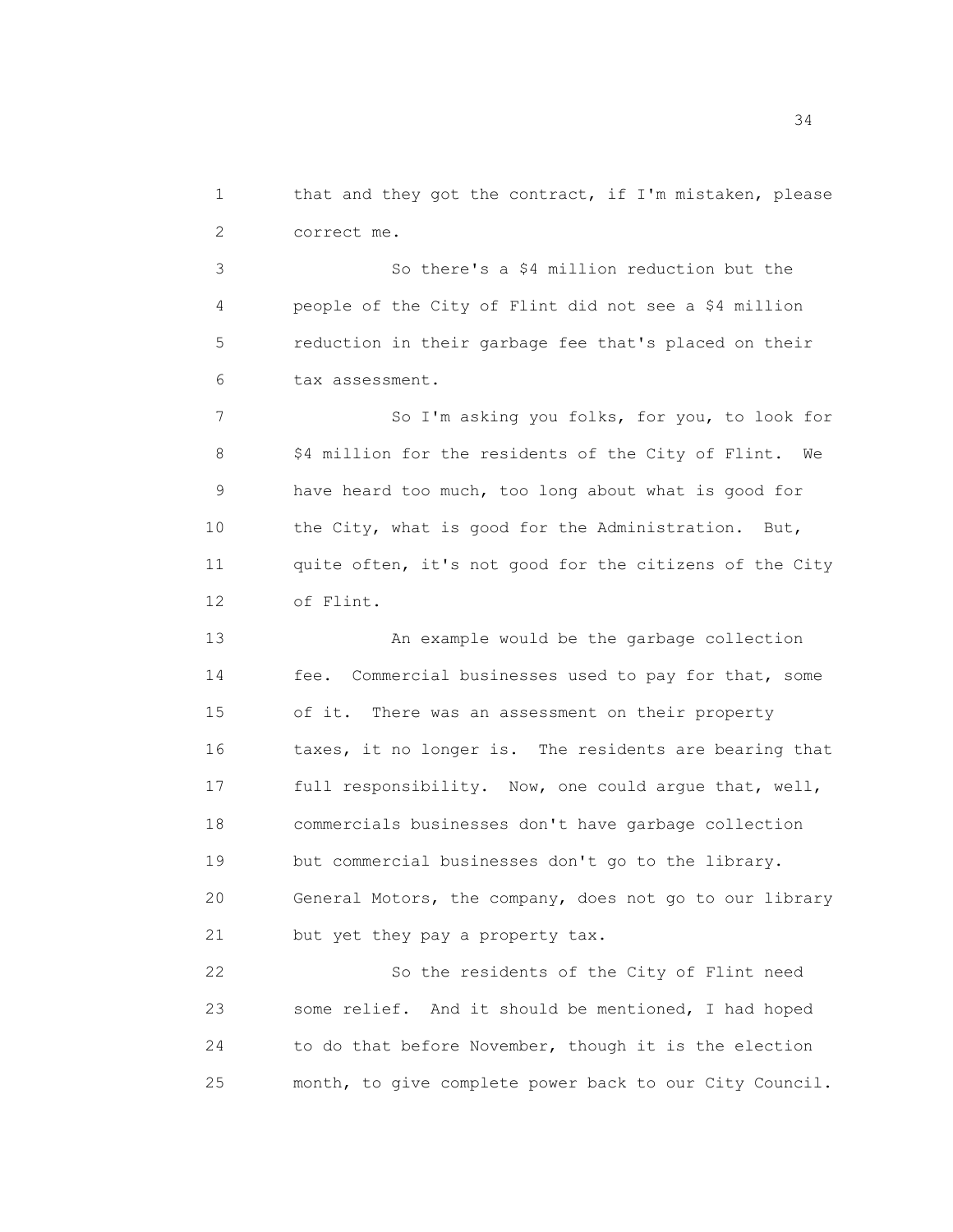that and they got the contract, if I'm mistaken, please correct me.

So there's a $4 million reduction but the people of the City of Flint did not see a $4 million reduction in their garbage fee that's placed on their tax assessment.

So I'm asking you folks, for you, to look for $4 million for the residents of the City of Flint. We have heard too much, too long about what is good for the City, what is good for the Administration. But, quite often, it's not good for the citizens of the City of Flint.

An example would be the garbage collection fee. Commercial businesses used to pay for that, some of it. There was an assessment on their property taxes, it no longer is. The residents are bearing that full responsibility. Now, one could argue that, well, commercials businesses don't have garbage collection but commercial businesses don't go to the library. General Motors, the company, does not go to our library but yet they pay a property tax.

So the residents of the City of Flint need some relief. And it should be mentioned, I had hoped to do that before November, though it is the election month, to give complete power back to our City Council.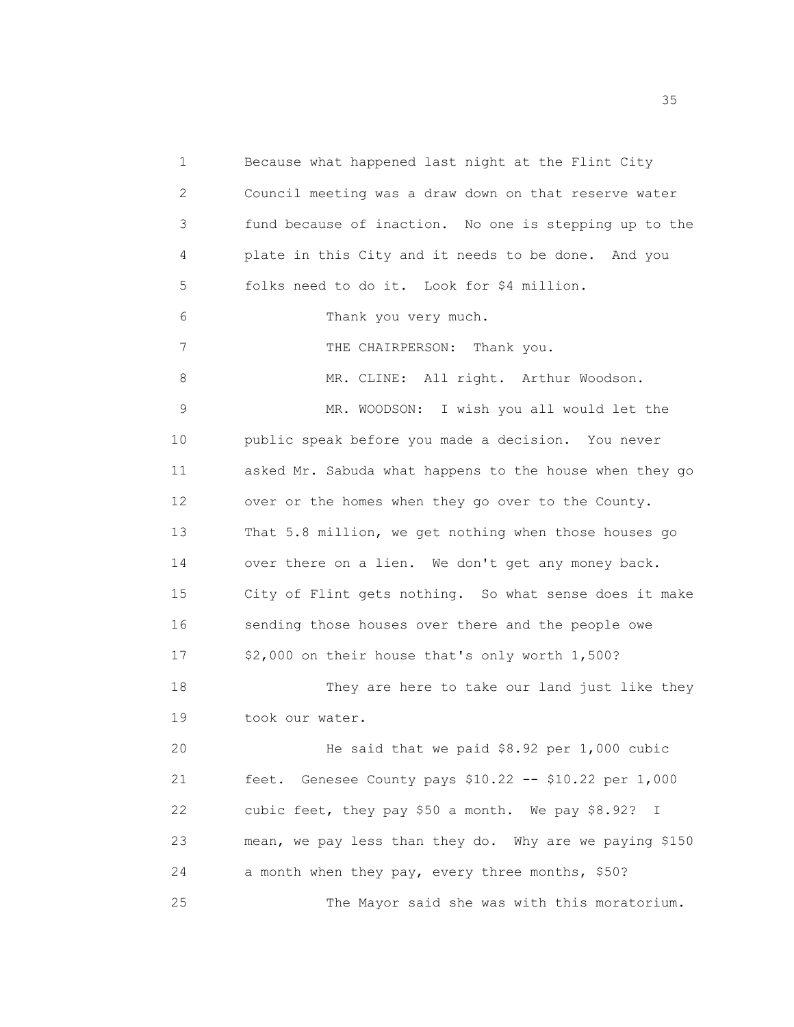Because what happened last night at the Flint City Council meeting was a draw down on that reserve water fund because of inaction. No one is stepping up to the plate in this City and it needs to be done. And you folks need to do it. Look for $4 million.

Thank you very much.

THE CHAIRPERSON: Thank you.

MR. CLINE: All right. Arthur Woodson.

MR. WOODSON: I wish you all would let the public speak before you made a decision. You never asked Mr. Sabuda what happens to the house when they go over or the homes when they go over to the County. That 5.8 million, we get nothing when those houses go over there on a lien. We don't get any money back. City of Flint gets nothing. So what sense does it make sending those houses over there and the people owe $2,000 on their house that's only worth 1,500?

They are here to take our land just like they took our water.

He said that we paid $8.92 per 1,000 cubic feet. Genesee County pays $10.22 -- $10.22 per 1,000 cubic feet, they pay $50 a month. We pay $8.92? I mean, we pay less than they do. Why are we paying $150 a month when they pay, every three months, $50?

The Mayor said she was with this moratorium.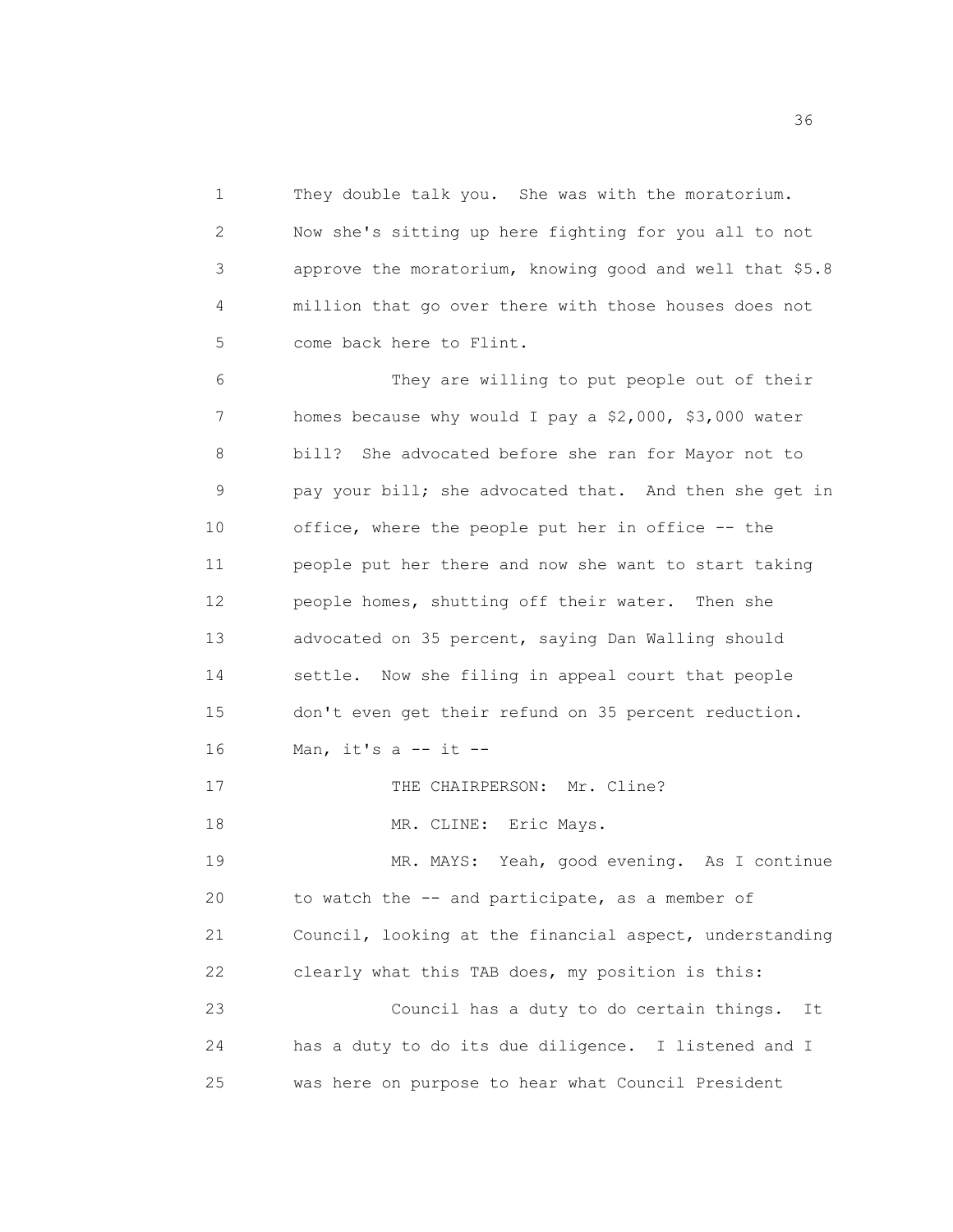They double talk you. She was with the moratorium. Now she's sitting up here fighting for you all to not approve the moratorium, knowing good and well that $5.8 million that go over there with those houses does not come back here to Flint.

They are willing to put people out of their homes because why would I pay a $2,000, $3,000 water bill? She advocated before she ran for Mayor not to pay your bill; she advocated that. And then she get in office, where the people put her in office -- the people put her there and now she want to start taking people homes, shutting off their water. Then she advocated on 35 percent, saying Dan Walling should settle. Now she filing in appeal court that people don't even get their refund on 35 percent reduction. Man, it's a -- it --

THE CHAIRPERSON: Mr. Cline?

MR. CLINE: Eric Mays.

MR. MAYS: Yeah, good evening. As I continue to watch the -- and participate, as a member of Council, looking at the financial aspect, understanding clearly what this TAB does, my position is this:

Council has a duty to do certain things. It has a duty to do its due diligence. I listened and I was here on purpose to hear what Council President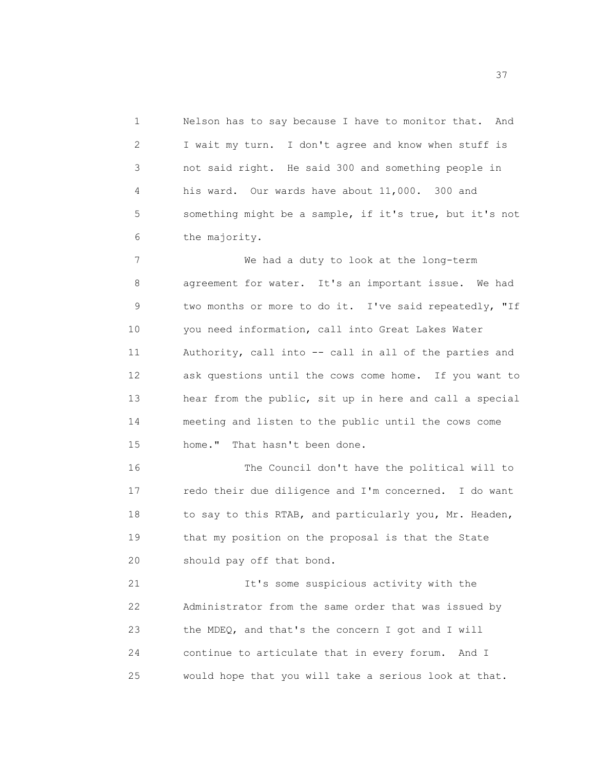Nelson has to say because I have to monitor that. And I wait my turn. I don't agree and know when stuff is not said right. He said 300 and something people in his ward. Our wards have about 11,000. 300 and something might be a sample, if it's true, but it's not the majority.

We had a duty to look at the long-term agreement for water. It's an important issue. We had two months or more to do it. I've said repeatedly, "If you need information, call into Great Lakes Water Authority, call into -- call in all of the parties and ask questions until the cows come home. If you want to hear from the public, sit up in here and call a special meeting and listen to the public until the cows come home." That hasn't been done.

The Council don't have the political will to redo their due diligence and I'm concerned. I do want to say to this RTAB, and particularly you, Mr. Headen, that my position on the proposal is that the State should pay off that bond.

It's some suspicious activity with the Administrator from the same order that was issued by the MDEQ, and that's the concern I got and I will continue to articulate that in every forum. And I would hope that you will take a serious look at that.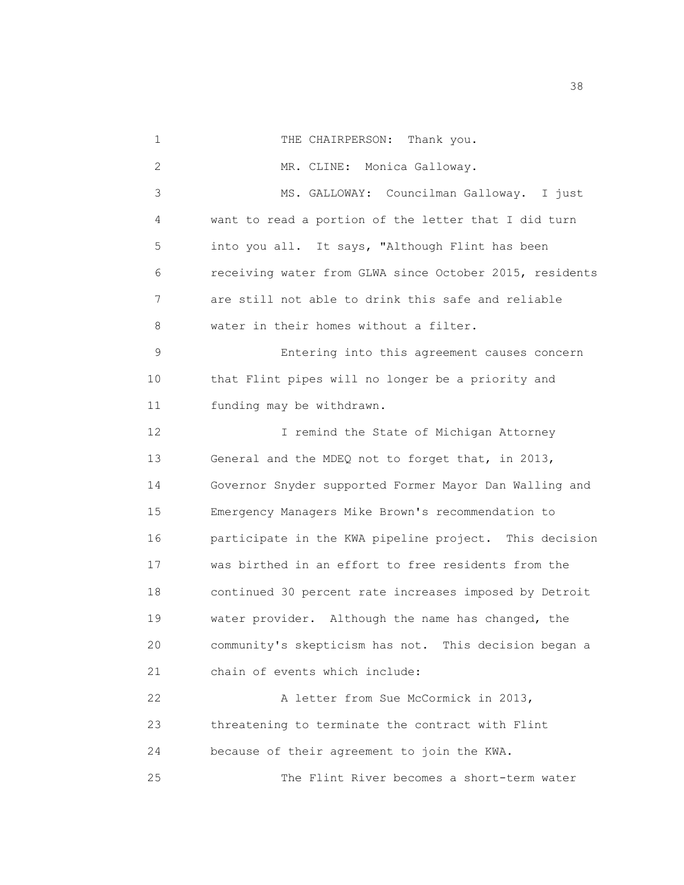THE CHAIRPERSON: Thank you.

MR. CLINE: Monica Galloway.

MS. GALLOWAY: Councilman Galloway. I just want to read a portion of the letter that I did turn into you all. It says, "Although Flint has been receiving water from GLWA since October 2015, residents are still not able to drink this safe and reliable water in their homes without a filter.

Entering into this agreement causes concern that Flint pipes will no longer be a priority and funding may be withdrawn.

I remind the State of Michigan Attorney General and the MDEQ not to forget that, in 2013, Governor Snyder supported Former Mayor Dan Walling and Emergency Managers Mike Brown's recommendation to participate in the KWA pipeline project. This decision was birthed in an effort to free residents from the continued 30 percent rate increases imposed by Detroit water provider. Although the name has changed, the community's skepticism has not. This decision began a chain of events which include:

A letter from Sue McCormick in 2013, threatening to terminate the contract with Flint because of their agreement to join the KWA.

The Flint River becomes a short-term water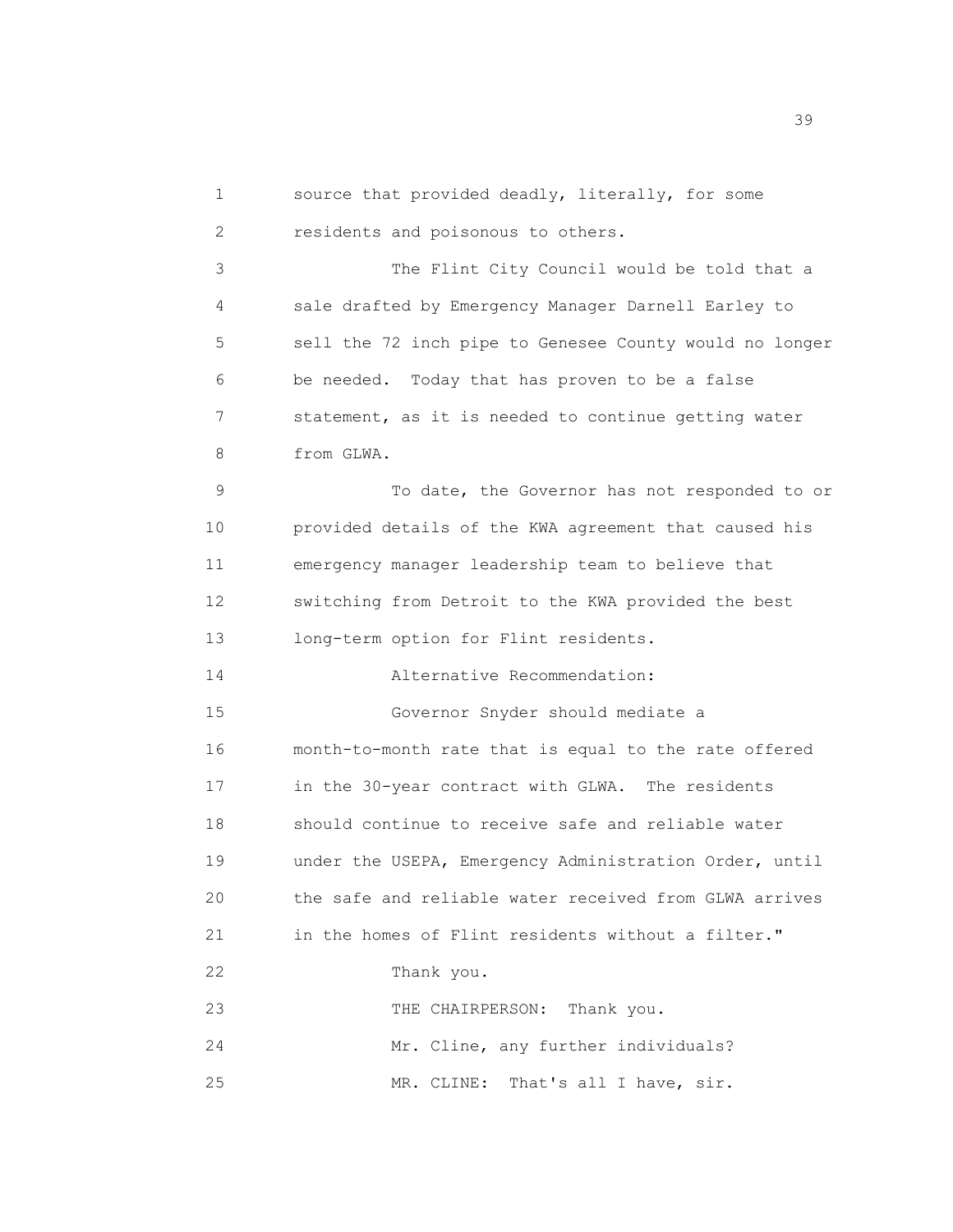source that provided deadly, literally, for some residents and poisonous to others.

The Flint City Council would be told that a sale drafted by Emergency Manager Darnell Earley to sell the 72 inch pipe to Genesee County would no longer be needed. Today that has proven to be a false statement, as it is needed to continue getting water from GLWA.

To date, the Governor has not responded to or provided details of the KWA agreement that caused his emergency manager leadership team to believe that switching from Detroit to the KWA provided the best long-term option for Flint residents.

Alternative Recommendation:

Governor Snyder should mediate a month-to-month rate that is equal to the rate offered in the 30-year contract with GLWA. The residents should continue to receive safe and reliable water under the USEPA, Emergency Administration Order, until the safe and reliable water received from GLWA arrives in the homes of Flint residents without a filter."

Thank you.

THE CHAIRPERSON: Thank you.

Mr. Cline, any further individuals?

MR. CLINE: That's all I have, sir.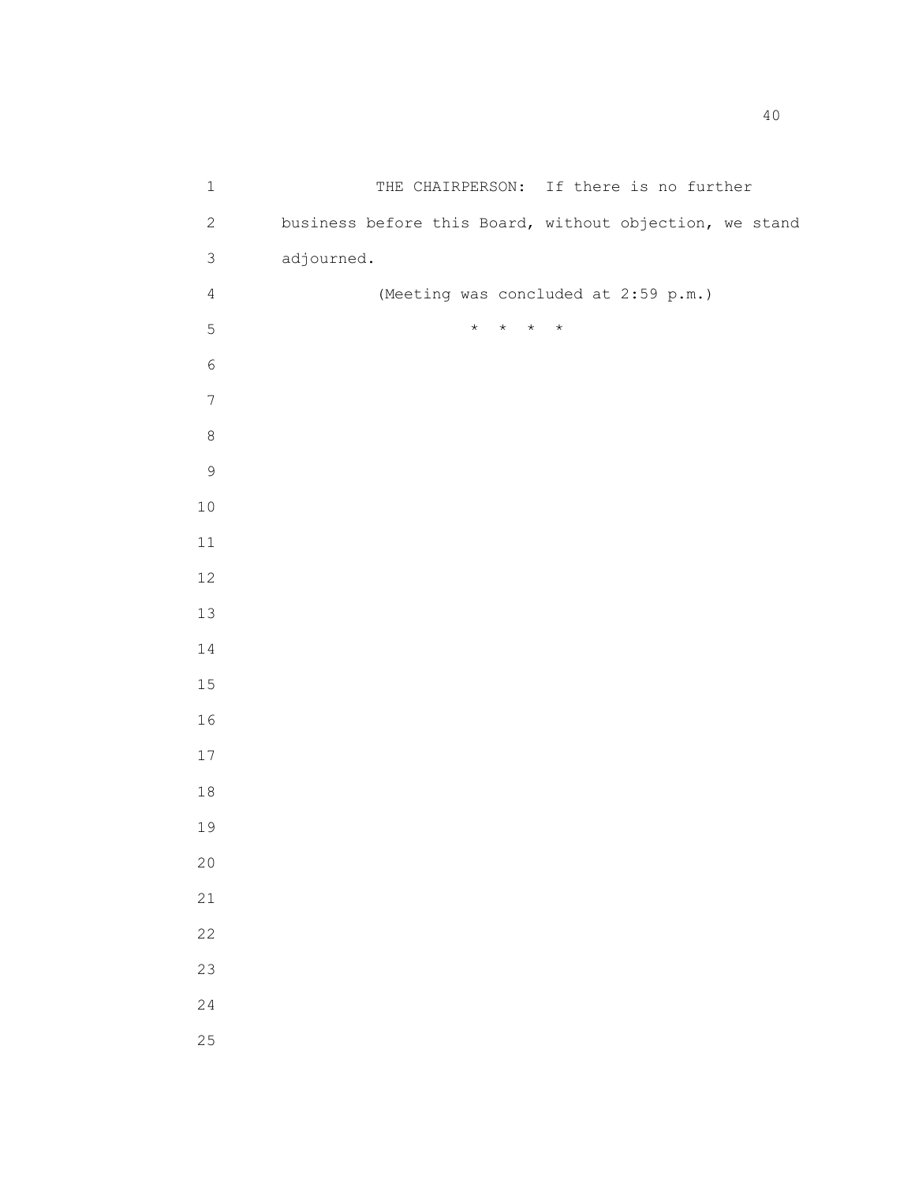THE CHAIRPERSON: If there is no further business before this Board, without objection, we stand adjourned.

(Meeting was concluded at 2:59 p.m.)

* * * *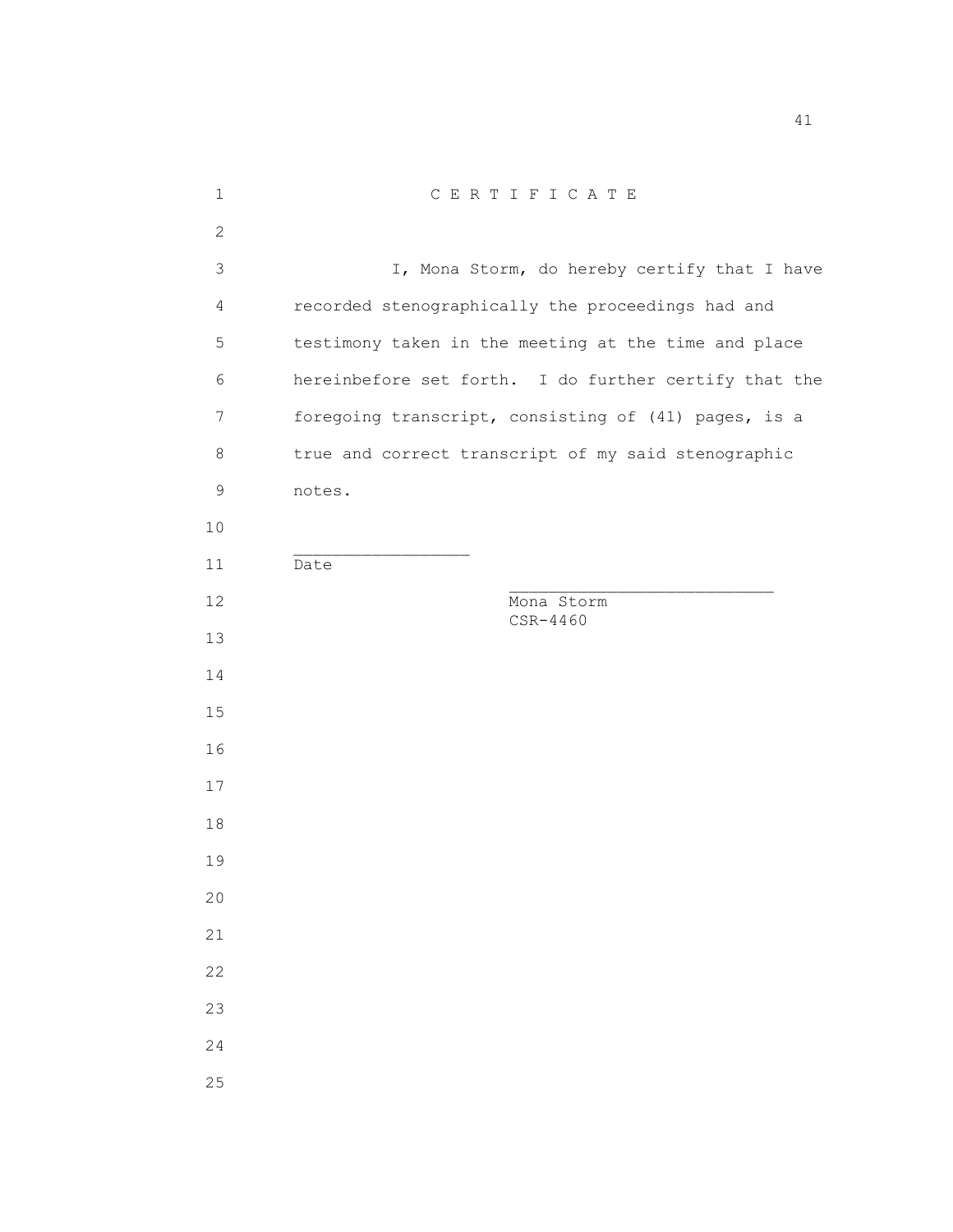# C E R T I F I C A T E

I, Mona Storm, do hereby certify that I have recorded stenographically the proceedings had and testimony taken in the meeting at the time and place hereinbefore set forth. I do further certify that the foregoing transcript, consisting of (41) pages, is a true and correct transcript of my said stenographic notes.

\_\_\_\_\_\_\_\_\_\_\_\_\_\_\_\_\_\_
Date

\_\_\_\_\_\_\_\_\_\_\_\_\_\_\_\_\_\_\_\_\_\_\_\_\_\_\_
Mona Storm
CSR-4460